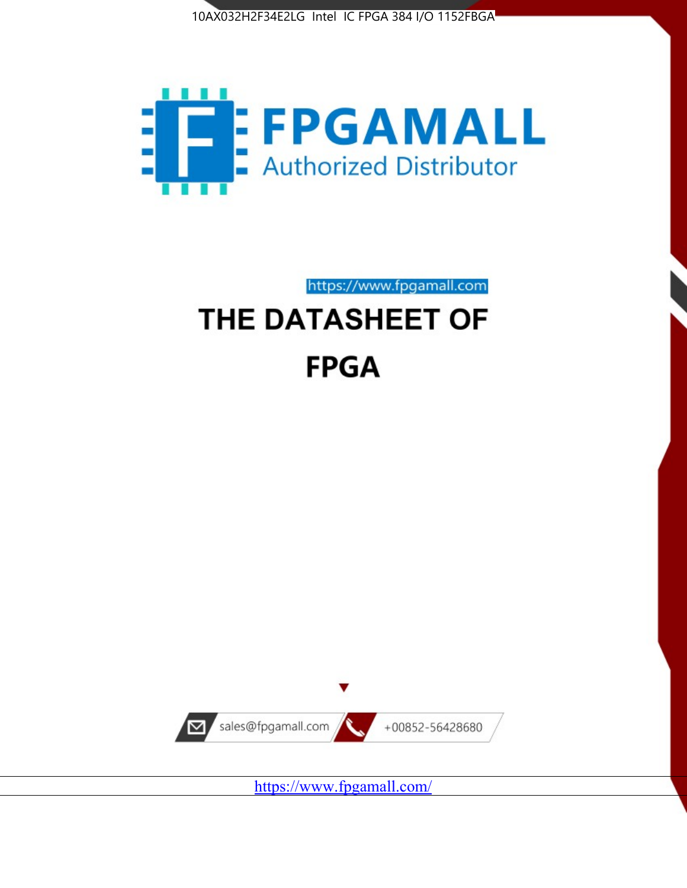10AX032H2F34E2LG Intel IC FPGA 384 I/O 1152FBGA

FPGAMALL

Authorized Distributor

https://www.fpgamall.com

# THE DATASHEET OF FPGA

sales@fpgamall.com

+00852-56428680

https://www.fpgamall.com/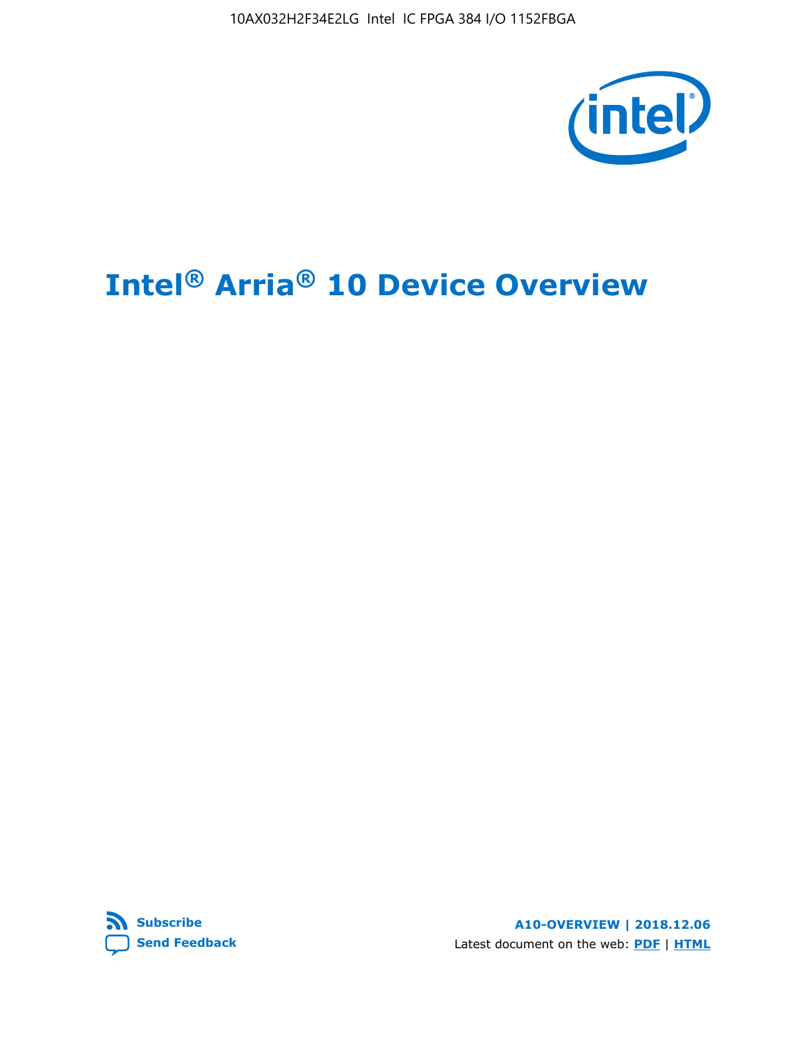# Intel® Arria® 10 Device Overview

**Subscribe**

**Send Feedback**

**A10-OVERVIEW | 2018.12.06**

Latest document on the web: **PDF** | **HTML**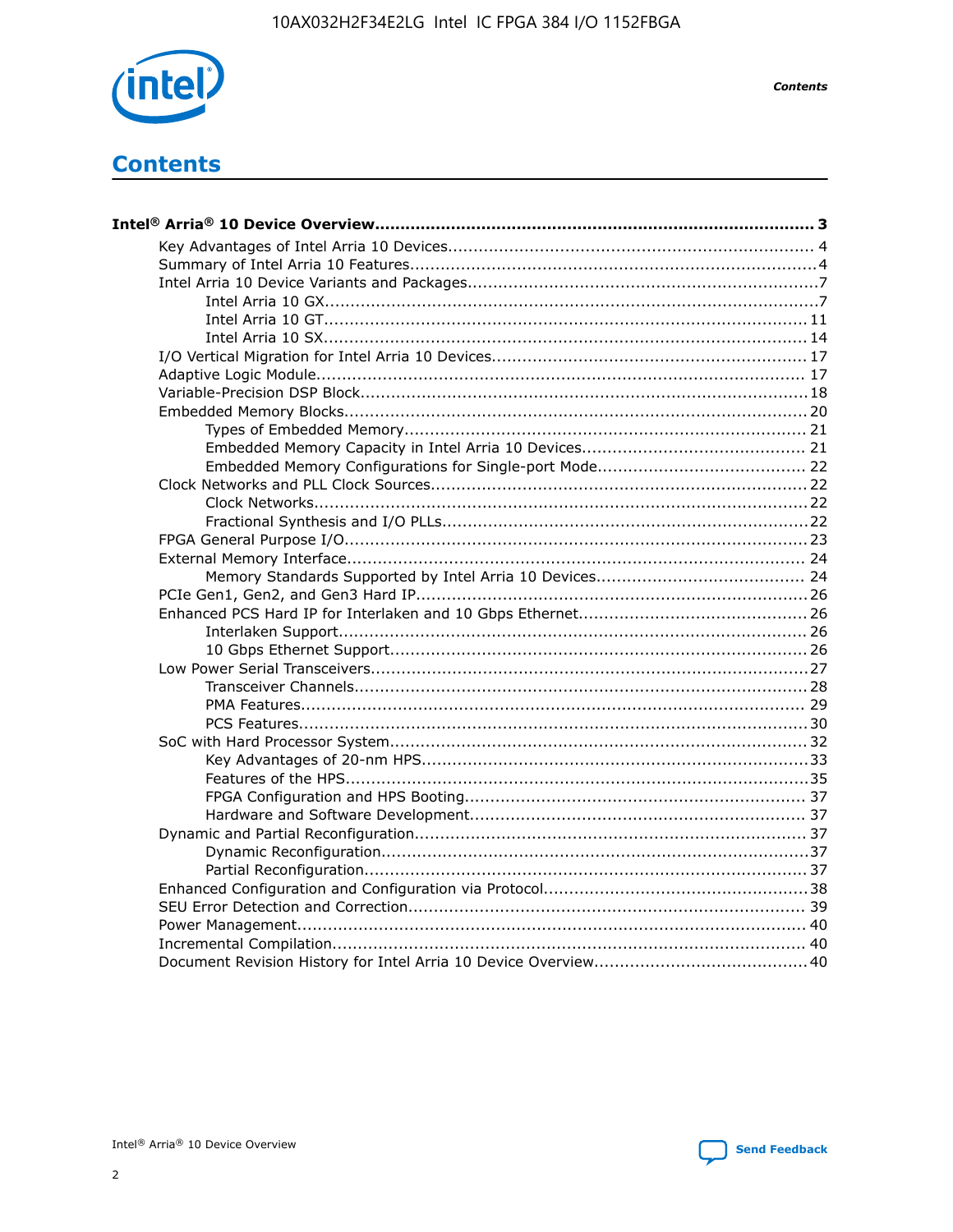# Contents

**Intel® Arria® 10 Device Overview** ... 3

- Key Advantages of Intel Arria 10 Devices ... 4
- Summary of Intel Arria 10 Features ... 4
- Intel Arria 10 Device Variants and Packages ... 7
  - Intel Arria 10 GX ... 7
  - Intel Arria 10 GT ... 11
  - Intel Arria 10 SX ... 14
- I/O Vertical Migration for Intel Arria 10 Devices ... 17
- Adaptive Logic Module ... 17
- Variable-Precision DSP Block ... 18
- Embedded Memory Blocks ... 20
  - Types of Embedded Memory ... 21
  - Embedded Memory Capacity in Intel Arria 10 Devices ... 21
  - Embedded Memory Configurations for Single-port Mode ... 22
- Clock Networks and PLL Clock Sources ... 22
  - Clock Networks ... 22
  - Fractional Synthesis and I/O PLLs ... 22
- FPGA General Purpose I/O ... 23
- External Memory Interface ... 24
  - Memory Standards Supported by Intel Arria 10 Devices ... 24
- PCIe Gen1, Gen2, and Gen3 Hard IP ... 26
- Enhanced PCS Hard IP for Interlaken and 10 Gbps Ethernet ... 26
  - Interlaken Support ... 26
  - 10 Gbps Ethernet Support ... 26
- Low Power Serial Transceivers ... 27
  - Transceiver Channels ... 28
  - PMA Features ... 29
  - PCS Features ... 30
- SoC with Hard Processor System ... 32
  - Key Advantages of 20-nm HPS ... 33
  - Features of the HPS ... 35
  - FPGA Configuration and HPS Booting ... 37
  - Hardware and Software Development ... 37
- Dynamic and Partial Reconfiguration ... 37
  - Dynamic Reconfiguration ... 37
  - Partial Reconfiguration ... 37
- Enhanced Configuration and Configuration via Protocol ... 38
- SEU Error Detection and Correction ... 39
- Power Management ... 40
- Incremental Compilation ... 40
- Document Revision History for Intel Arria 10 Device Overview ... 40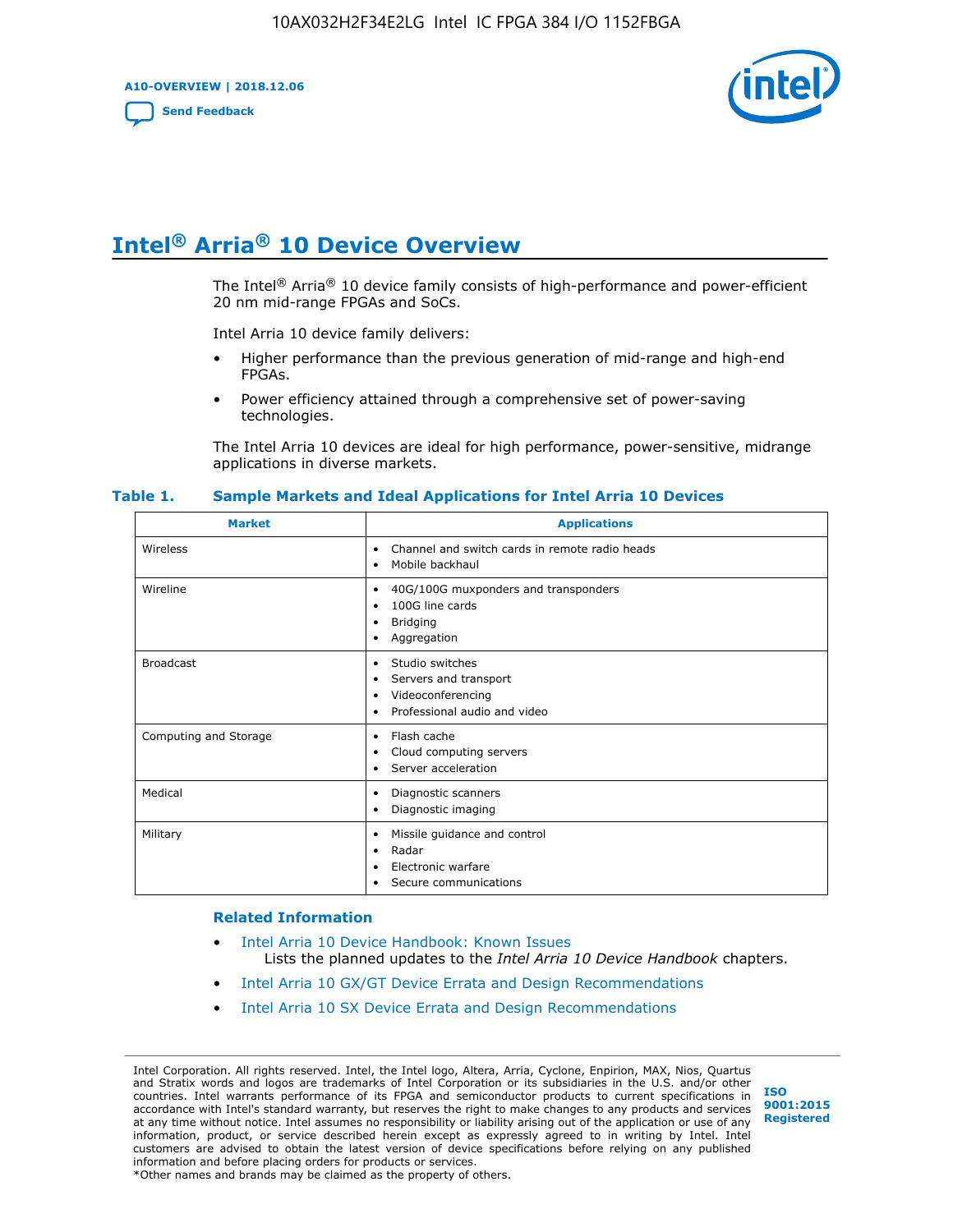# Intel® Arria® 10 Device Overview

The Intel® Arria® 10 device family consists of high-performance and power-efficient 20 nm mid-range FPGAs and SoCs.

Intel Arria 10 device family delivers:

- Higher performance than the previous generation of mid-range and high-end FPGAs.
- Power efficiency attained through a comprehensive set of power-saving technologies.

The Intel Arria 10 devices are ideal for high performance, power-sensitive, midrange applications in diverse markets.

**Table 1. Sample Markets and Ideal Applications for Intel Arria 10 Devices**

| Market | Applications |
|---|---|
| Wireless | • Channel and switch cards in remote radio heads<br>• Mobile backhaul |
| Wireline | • 40G/100G muxponders and transponders<br>• 100G line cards<br>• Bridging<br>• Aggregation |
| Broadcast | • Studio switches<br>• Servers and transport<br>• Videoconferencing<br>• Professional audio and video |
| Computing and Storage | • Flash cache<br>• Cloud computing servers<br>• Server acceleration |
| Medical | • Diagnostic scanners<br>• Diagnostic imaging |
| Military | • Missile guidance and control<br>• Radar<br>• Electronic warfare<br>• Secure communications |

## Related Information

- Intel Arria 10 Device Handbook: Known Issues
  Lists the planned updates to the *Intel Arria 10 Device Handbook* chapters.
- Intel Arria 10 GX/GT Device Errata and Design Recommendations
- Intel Arria 10 SX Device Errata and Design Recommendations

Intel Corporation. All rights reserved. Intel, the Intel logo, Altera, Arria, Cyclone, Enpirion, MAX, Nios, Quartus and Stratix words and logos are trademarks of Intel Corporation or its subsidiaries in the U.S. and/or other countries. Intel warrants performance of its FPGA and semiconductor products to current specifications in accordance with Intel's standard warranty, but reserves the right to make changes to any products and services at any time without notice. Intel assumes no responsibility or liability arising out of the application or use of any information, product, or service described herein except as expressly agreed to in writing by Intel. Intel customers are advised to obtain the latest version of device specifications before relying on any published information and before placing orders for products or services.
*Other names and brands may be claimed as the property of others.

ISO 9001:2015 Registered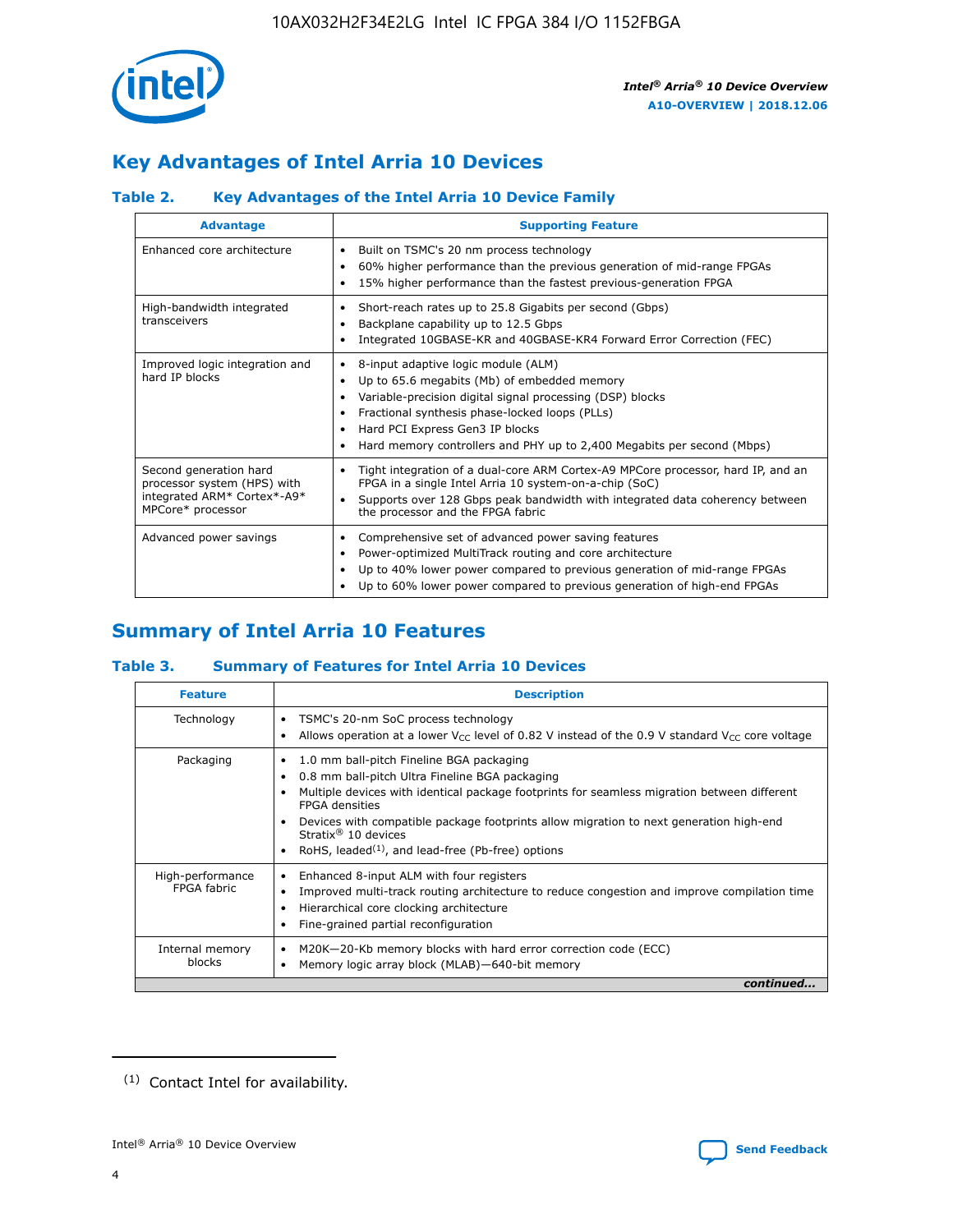## Key Advantages of Intel Arria 10 Devices

### Table 2. Key Advantages of the Intel Arria 10 Device Family

| Advantage | Supporting Feature |
|---|---|
| Enhanced core architecture | • Built on TSMC's 20 nm process technology<br>• 60% higher performance than the previous generation of mid-range FPGAs<br>• 15% higher performance than the fastest previous-generation FPGA |
| High-bandwidth integrated transceivers | • Short-reach rates up to 25.8 Gigabits per second (Gbps)<br>• Backplane capability up to 12.5 Gbps<br>• Integrated 10GBASE-KR and 40GBASE-KR4 Forward Error Correction (FEC) |
| Improved logic integration and hard IP blocks | • 8-input adaptive logic module (ALM)<br>• Up to 65.6 megabits (Mb) of embedded memory<br>• Variable-precision digital signal processing (DSP) blocks<br>• Fractional synthesis phase-locked loops (PLLs)<br>• Hard PCI Express Gen3 IP blocks<br>• Hard memory controllers and PHY up to 2,400 Megabits per second (Mbps) |
| Second generation hard processor system (HPS) with integrated ARM* Cortex*-A9* MPCore* processor | • Tight integration of a dual-core ARM Cortex-A9 MPCore processor, hard IP, and an FPGA in a single Intel Arria 10 system-on-a-chip (SoC)<br>• Supports over 128 Gbps peak bandwidth with integrated data coherency between the processor and the FPGA fabric |
| Advanced power savings | • Comprehensive set of advanced power saving features<br>• Power-optimized MultiTrack routing and core architecture<br>• Up to 40% lower power compared to previous generation of mid-range FPGAs<br>• Up to 60% lower power compared to previous generation of high-end FPGAs |

## Summary of Intel Arria 10 Features

### Table 3. Summary of Features for Intel Arria 10 Devices

| Feature | Description |
|---|---|
| Technology | • TSMC's 20-nm SoC process technology<br>• Allows operation at a lower $V_{CC}$ level of 0.82 V instead of the 0.9 V standard $V_{CC}$ core voltage |
| Packaging | • 1.0 mm ball-pitch Fineline BGA packaging<br>• 0.8 mm ball-pitch Ultra Fineline BGA packaging<br>• Multiple devices with identical package footprints for seamless migration between different FPGA densities<br>• Devices with compatible package footprints allow migration to next generation high-end Stratix® 10 devices<br>• RoHS, leaded[1], and lead-free (Pb-free) options |
| High-performance FPGA fabric | • Enhanced 8-input ALM with four registers<br>• Improved multi-track routing architecture to reduce congestion and improve compilation time<br>• Hierarchical core clocking architecture<br>• Fine-grained partial reconfiguration |
| Internal memory blocks | • M20K—20-Kb memory blocks with hard error correction code (ECC)<br>• Memory logic array block (MLAB)—640-bit memory |

*continued...*

(1) Contact Intel for availability.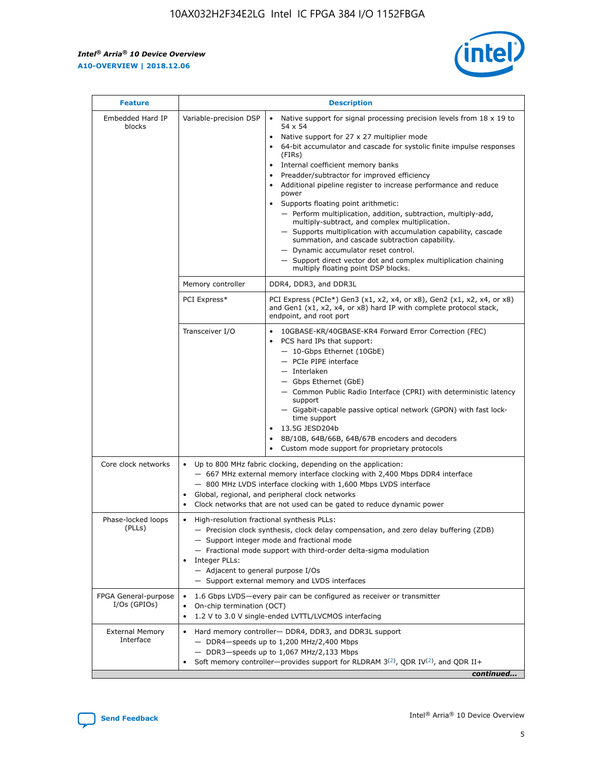| Feature | Description | |
| --- | --- | --- |
| Embedded Hard IP blocks | Variable-precision DSP | • Native support for signal processing precision levels from 18 x 19 to 54 x 54<br>• Native support for 27 x 27 multiplier mode<br>• 64-bit accumulator and cascade for systolic finite impulse responses (FIRs)<br>• Internal coefficient memory banks<br>• Preadder/subtractor for improved efficiency<br>• Additional pipeline register to increase performance and reduce power<br>• Supports floating point arithmetic:<br>— Perform multiplication, addition, subtraction, multiply-add, multiply-subtract, and complex multiplication.<br>— Supports multiplication with accumulation capability, cascade summation, and cascade subtraction capability.<br>— Dynamic accumulator reset control.<br>— Support direct vector dot and complex multiplication chaining multiply floating point DSP blocks. |
| | Memory controller | DDR4, DDR3, and DDR3L |
| | PCI Express* | PCI Express (PCIe*) Gen3 (x1, x2, x4, or x8), Gen2 (x1, x2, x4, or x8) and Gen1 (x1, x2, x4, or x8) hard IP with complete protocol stack, endpoint, and root port |
| | Transceiver I/O | • 10GBASE-KR/40GBASE-KR4 Forward Error Correction (FEC)<br>• PCS hard IPs that support:<br>— 10-Gbps Ethernet (10GbE)<br>— PCIe PIPE interface<br>— Interlaken<br>— Gbps Ethernet (GbE)<br>— Common Public Radio Interface (CPRI) with deterministic latency support<br>— Gigabit-capable passive optical network (GPON) with fast lock-time support<br>• 13.5G JESD204b<br>• 8B/10B, 64B/66B, 64B/67B encoders and decoders<br>• Custom mode support for proprietary protocols |
| Core clock networks | • Up to 800 MHz fabric clocking, depending on the application:<br>— 667 MHz external memory interface clocking with 2,400 Mbps DDR4 interface<br>— 800 MHz LVDS interface clocking with 1,600 Mbps LVDS interface<br>• Global, regional, and peripheral clock networks<br>• Clock networks that are not used can be gated to reduce dynamic power | |
| Phase-locked loops (PLLs) | • High-resolution fractional synthesis PLLs:<br>— Precision clock synthesis, clock delay compensation, and zero delay buffering (ZDB)<br>— Support integer mode and fractional mode<br>— Fractional mode support with third-order delta-sigma modulation<br>• Integer PLLs:<br>— Adjacent to general purpose I/Os<br>— Support external memory and LVDS interfaces | |
| FPGA General-purpose I/Os (GPIOs) | • 1.6 Gbps LVDS—every pair can be configured as receiver or transmitter<br>• On-chip termination (OCT)<br>• 1.2 V to 3.0 V single-ended LVTTL/LVCMOS interfacing | |
| External Memory Interface | • Hard memory controller— DDR4, DDR3, and DDR3L support<br>— DDR4—speeds up to 1,200 MHz/2,400 Mbps<br>— DDR3—speeds up to 1,067 MHz/2,133 Mbps<br>• Soft memory controller—provides support for RLDRAM 3[(2)], QDR IV[(2)], and QDR II+ | |

*continued...*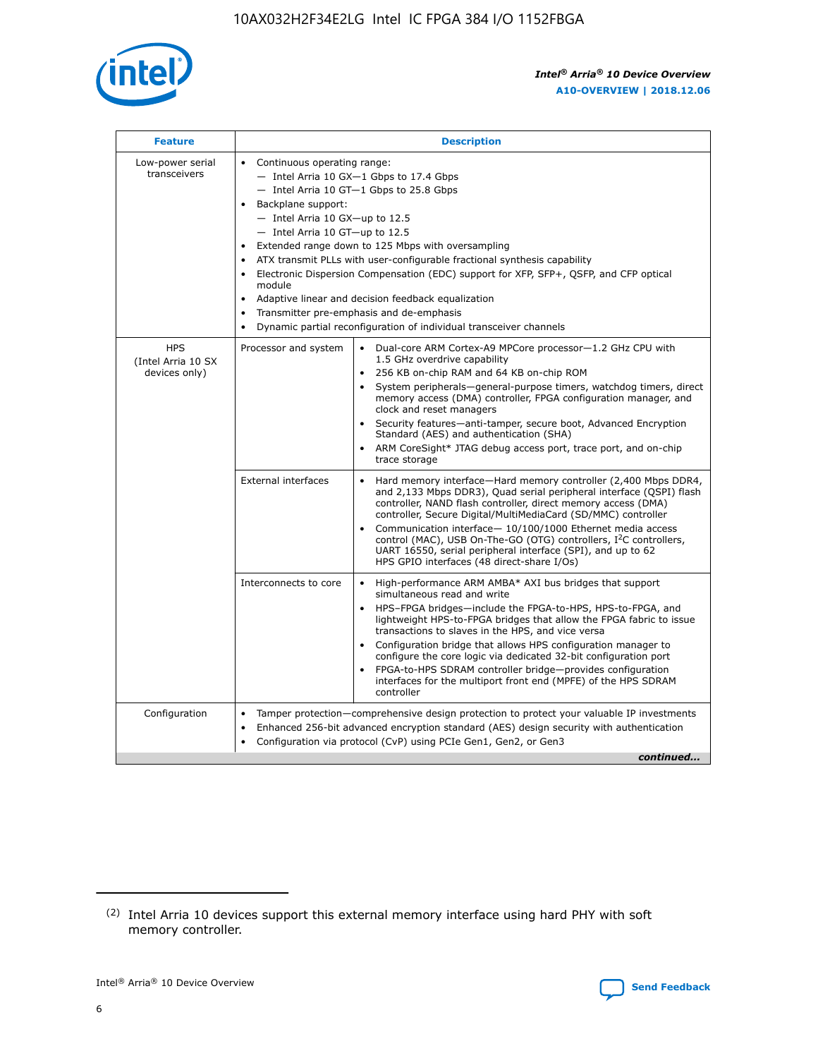| Feature | Description | |
|---|---|---|
| Low-power serial transceivers | • Continuous operating range:<br>— Intel Arria 10 GX—1 Gbps to 17.4 Gbps<br>— Intel Arria 10 GT—1 Gbps to 25.8 Gbps<br>• Backplane support:<br>— Intel Arria 10 GX—up to 12.5<br>— Intel Arria 10 GT—up to 12.5<br>• Extended range down to 125 Mbps with oversampling<br>• ATX transmit PLLs with user-configurable fractional synthesis capability<br>• Electronic Dispersion Compensation (EDC) support for XFP, SFP+, QSFP, and CFP optical module<br>• Adaptive linear and decision feedback equalization<br>• Transmitter pre-emphasis and de-emphasis<br>• Dynamic partial reconfiguration of individual transceiver channels | |
| HPS (Intel Arria 10 SX devices only) | Processor and system | • Dual-core ARM Cortex-A9 MPCore processor—1.2 GHz CPU with 1.5 GHz overdrive capability<br>• 256 KB on-chip RAM and 64 KB on-chip ROM<br>• System peripherals—general-purpose timers, watchdog timers, direct memory access (DMA) controller, FPGA configuration manager, and clock and reset managers<br>• Security features—anti-tamper, secure boot, Advanced Encryption Standard (AES) and authentication (SHA)<br>• ARM CoreSight* JTAG debug access port, trace port, and on-chip trace storage |
| | External interfaces | • Hard memory interface—Hard memory controller (2,400 Mbps DDR4, and 2,133 Mbps DDR3), Quad serial peripheral interface (QSPI) flash controller, NAND flash controller, direct memory access (DMA) controller, Secure Digital/MultiMediaCard (SD/MMC) controller<br>• Communication interface— 10/100/1000 Ethernet media access control (MAC), USB On-The-GO (OTG) controllers, I$^2$C controllers, UART 16550, serial peripheral interface (SPI), and up to 62 HPS GPIO interfaces (48 direct-share I/Os) |
| | Interconnects to core | • High-performance ARM AMBA* AXI bus bridges that support simultaneous read and write<br>• HPS–FPGA bridges—include the FPGA-to-HPS, HPS-to-FPGA, and lightweight HPS-to-FPGA bridges that allow the FPGA fabric to issue transactions to slaves in the HPS, and vice versa<br>• Configuration bridge that allows HPS configuration manager to configure the core logic via dedicated 32-bit configuration port<br>• FPGA-to-HPS SDRAM controller bridge—provides configuration interfaces for the multiport front end (MPFE) of the HPS SDRAM controller |
| Configuration | • Tamper protection—comprehensive design protection to protect your valuable IP investments<br>• Enhanced 256-bit advanced encryption standard (AES) design security with authentication<br>• Configuration via protocol (CvP) using PCIe Gen1, Gen2, or Gen3 | |

*continued...*

(2) Intel Arria 10 devices support this external memory interface using hard PHY with soft memory controller.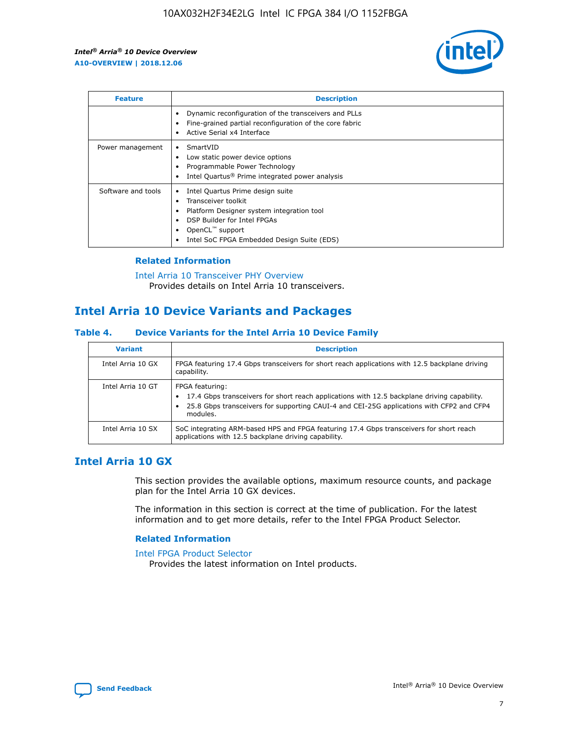| Feature | Description |
| --- | --- |
| | • Dynamic reconfiguration of the transceivers and PLLs<br>• Fine-grained partial reconfiguration of the core fabric<br>• Active Serial x4 Interface |
| Power management | • SmartVID<br>• Low static power device options<br>• Programmable Power Technology<br>• Intel Quartus® Prime integrated power analysis |
| Software and tools | • Intel Quartus Prime design suite<br>• Transceiver toolkit<br>• Platform Designer system integration tool<br>• DSP Builder for Intel FPGAs<br>• OpenCL™ support<br>• Intel SoC FPGA Embedded Design Suite (EDS) |

### Related Information

Intel Arria 10 Transceiver PHY Overview
Provides details on Intel Arria 10 transceivers.

## Intel Arria 10 Device Variants and Packages

### Table 4. Device Variants for the Intel Arria 10 Device Family

| Variant | Description |
| --- | --- |
| Intel Arria 10 GX | FPGA featuring 17.4 Gbps transceivers for short reach applications with 12.5 backplane driving capability. |
| Intel Arria 10 GT | FPGA featuring:<br>• 17.4 Gbps transceivers for short reach applications with 12.5 backplane driving capability.<br>• 25.8 Gbps transceivers for supporting CAUI-4 and CEI-25G applications with CFP2 and CFP4 modules. |
| Intel Arria 10 SX | SoC integrating ARM-based HPS and FPGA featuring 17.4 Gbps transceivers for short reach applications with 12.5 backplane driving capability. |

## Intel Arria 10 GX

This section provides the available options, maximum resource counts, and package plan for the Intel Arria 10 GX devices.

The information in this section is correct at the time of publication. For the latest information and to get more details, refer to the Intel FPGA Product Selector.

### Related Information

Intel FPGA Product Selector
Provides the latest information on Intel products.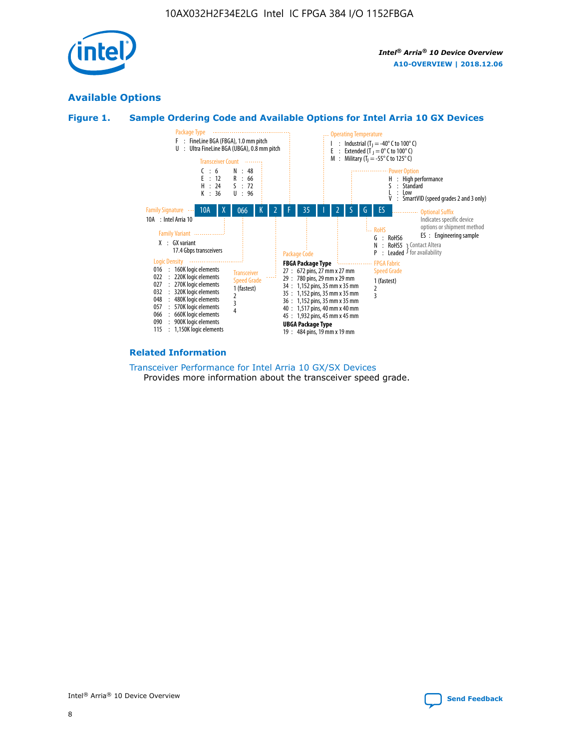## Available Options

### Figure 1. Sample Ordering Code and Available Options for Intel Arria 10 GX Devices

| 10A | X | 066 | K | 2 | F | 35 | I | 2 | S | G | ES |
|---|---|---|---|---|---|---|---|---|---|---|---|

**Family Signature**
10A : Intel Arria 10

**Family Variant**
X : GX variant
17.4 Gbps transceivers

**Logic Density**
016 : 160K logic elements
022 : 220K logic elements
027 : 270K logic elements
032 : 320K logic elements
048 : 480K logic elements
057 : 570K logic elements
066 : 660K logic elements
090 : 900K logic elements
115 : 1,150K logic elements

**Transceiver Count**
C : 6
E : 12
H : 24
K : 36
N : 48
R : 66
S : 72
U : 96

**Transceiver Speed Grade**
1 (fastest)
2
3
4

**Package Type**
F : FineLine BGA (FBGA), 1.0 mm pitch
U : Ultra FineLine BGA (UBGA), 0.8 mm pitch

**Package Code**

**FBGA Package Type**
27 : 672 pins, 27 mm x 27 mm
29 : 780 pins, 29 mm x 29 mm
34 : 1,152 pins, 35 mm x 35 mm
35 : 1,152 pins, 35 mm x 35 mm
36 : 1,152 pins, 35 mm x 35 mm
40 : 1,517 pins, 40 mm x 40 mm
45 : 1,932 pins, 45 mm x 45 mm

**UBGA Package Type**
19 : 484 pins, 19 mm x 19 mm

**Operating Temperature**
I : Industrial ($T_J$ = -40° C to 100° C)
E : Extended ($T_J$ = 0° C to 100° C)
M : Military ($T_J$ = -55° C to 125° C)

**FPGA Fabric Speed Grade**
1 (fastest)
2
3

**Power Option**
H : High performance
S : Standard
L : Low
V : SmartVID (speed grades 2 and 3 only)

**RoHS**
G : RoHS6
N : RoHS5 } Contact Altera for availability
P : Leaded } Contact Altera for availability

**Optional Suffix**
Indicates specific device options or shipment method
ES : Engineering sample

### Related Information

Transceiver Performance for Intel Arria 10 GX/SX Devices
Provides more information about the transceiver speed grade.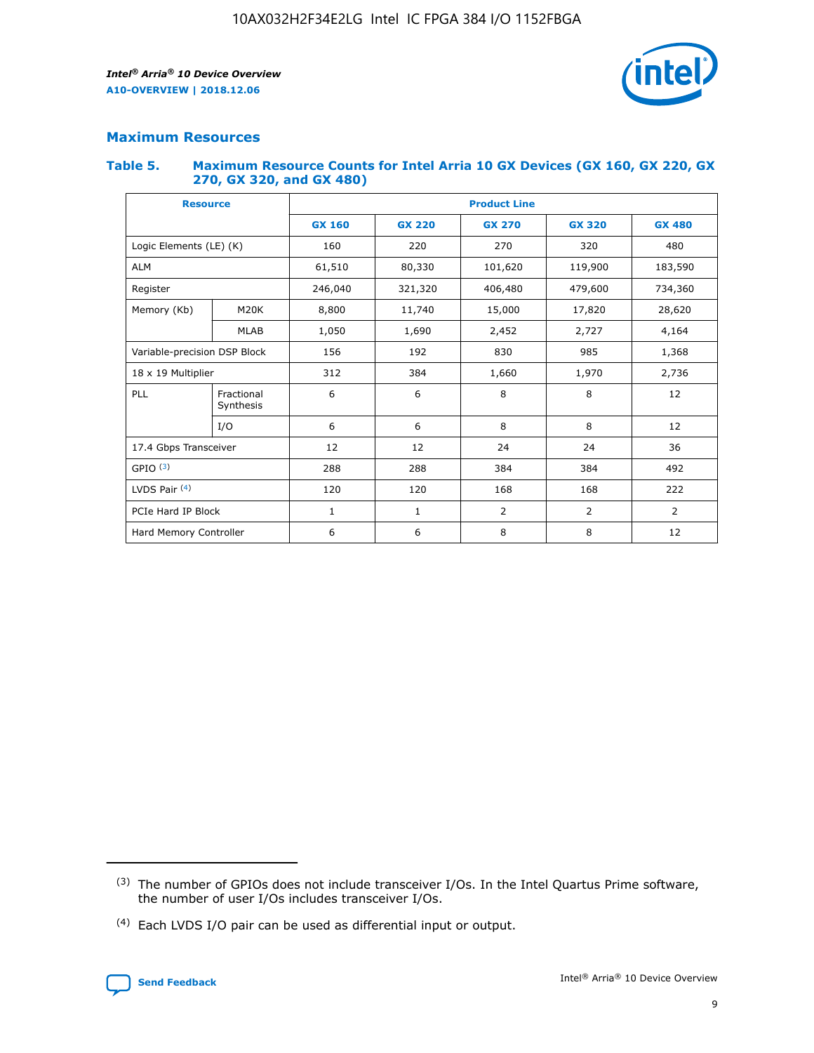## Maximum Resources

**Table 5. Maximum Resource Counts for Intel Arria 10 GX Devices (GX 160, GX 220, GX 270, GX 320, and GX 480)**

| Resource | | Product Line | | | | |
|---|---|---|---|---|---|---|
| | | GX 160 | GX 220 | GX 270 | GX 320 | GX 480 |
| Logic Elements (LE) (K) | | 160 | 220 | 270 | 320 | 480 |
| ALM | | 61,510 | 80,330 | 101,620 | 119,900 | 183,590 |
| Register | | 246,040 | 321,320 | 406,480 | 479,600 | 734,360 |
| Memory (Kb) | M20K | 8,800 | 11,740 | 15,000 | 17,820 | 28,620 |
| | MLAB | 1,050 | 1,690 | 2,452 | 2,727 | 4,164 |
| Variable-precision DSP Block | | 156 | 192 | 830 | 985 | 1,368 |
| 18 x 19 Multiplier | | 312 | 384 | 1,660 | 1,970 | 2,736 |
| PLL | Fractional Synthesis | 6 | 6 | 8 | 8 | 12 |
| | I/O | 6 | 6 | 8 | 8 | 12 |
| 17.4 Gbps Transceiver | | 12 | 12 | 24 | 24 | 36 |
| GPIO [3] | | 288 | 288 | 384 | 384 | 492 |
| LVDS Pair [4] | | 120 | 120 | 168 | 168 | 222 |
| PCIe Hard IP Block | | 1 | 1 | 2 | 2 | 2 |
| Hard Memory Controller | | 6 | 6 | 8 | 8 | 12 |

[3] The number of GPIOs does not include transceiver I/Os. In the Intel Quartus Prime software, the number of user I/Os includes transceiver I/Os.

[4] Each LVDS I/O pair can be used as differential input or output.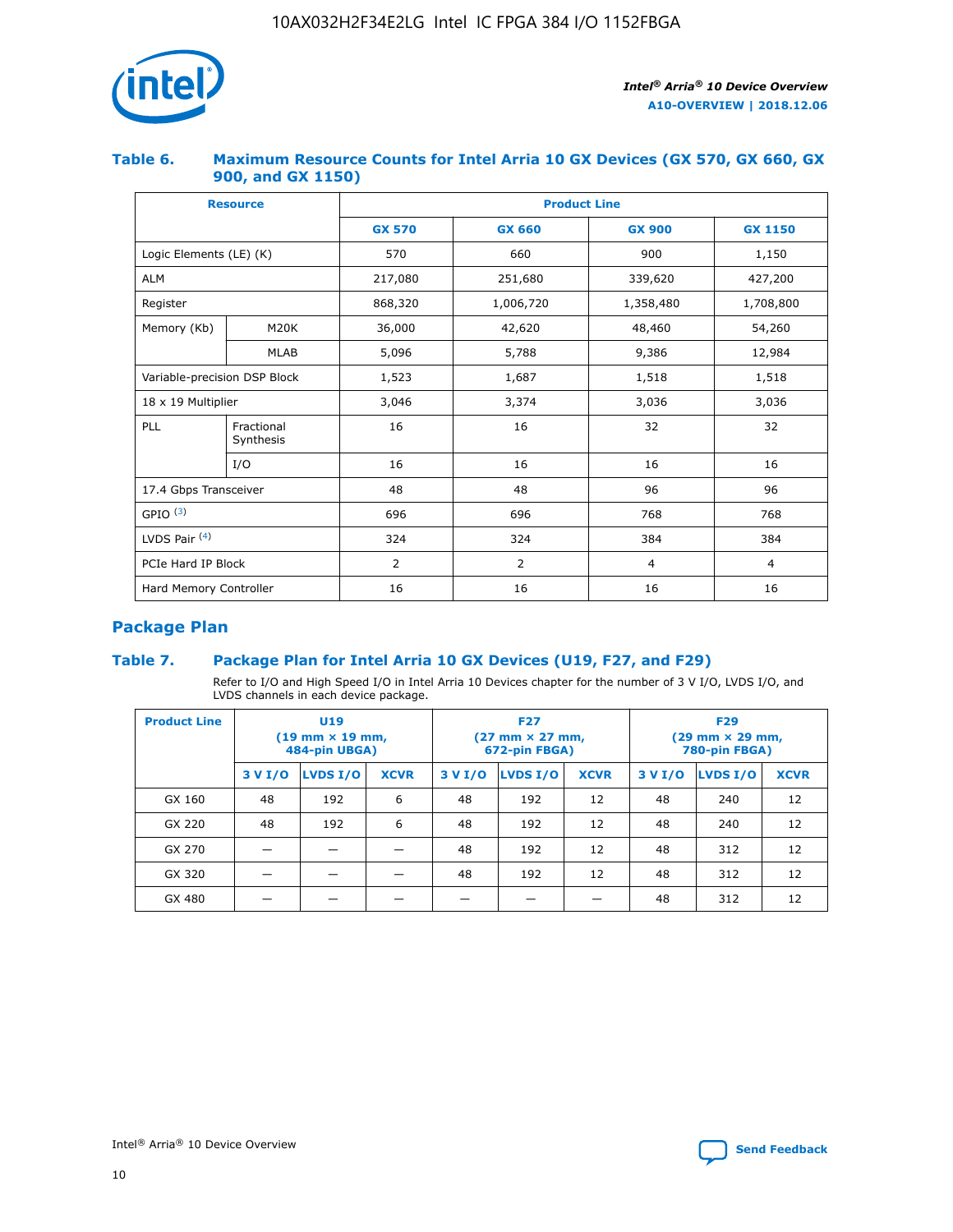### Table 6. Maximum Resource Counts for Intel Arria 10 GX Devices (GX 570, GX 660, GX 900, and GX 1150)

| Resource | | Product Line | | | |
|---|---|---|---|---|---|
| | | GX 570 | GX 660 | GX 900 | GX 1150 |
| Logic Elements (LE) (K) | | 570 | 660 | 900 | 1,150 |
| ALM | | 217,080 | 251,680 | 339,620 | 427,200 |
| Register | | 868,320 | 1,006,720 | 1,358,480 | 1,708,800 |
| Memory (Kb) | M20K | 36,000 | 42,620 | 48,460 | 54,260 |
| | MLAB | 5,096 | 5,788 | 9,386 | 12,984 |
| Variable-precision DSP Block | | 1,523 | 1,687 | 1,518 | 1,518 |
| 18 x 19 Multiplier | | 3,046 | 3,374 | 3,036 | 3,036 |
| PLL | Fractional Synthesis | 16 | 16 | 32 | 32 |
| | I/O | 16 | 16 | 16 | 16 |
| 17.4 Gbps Transceiver | | 48 | 48 | 96 | 96 |
| GPIO [(3)] | | 696 | 696 | 768 | 768 |
| LVDS Pair [(4)] | | 324 | 324 | 384 | 384 |
| PCIe Hard IP Block | | 2 | 2 | 4 | 4 |
| Hard Memory Controller | | 16 | 16 | 16 | 16 |

## Package Plan

### Table 7. Package Plan for Intel Arria 10 GX Devices (U19, F27, and F29)

Refer to I/O and High Speed I/O in Intel Arria 10 Devices chapter for the number of 3 V I/O, LVDS I/O, and LVDS channels in each device package.

| Product Line | U19 (19 mm × 19 mm, 484-pin UBGA) | | | F27 (27 mm × 27 mm, 672-pin FBGA) | | | F29 (29 mm × 29 mm, 780-pin FBGA) | | |
|---|---|---|---|---|---|---|---|---|---|
| | 3 V I/O | LVDS I/O | XCVR | 3 V I/O | LVDS I/O | XCVR | 3 V I/O | LVDS I/O | XCVR |
| GX 160 | 48 | 192 | 6 | 48 | 192 | 12 | 48 | 240 | 12 |
| GX 220 | 48 | 192 | 6 | 48 | 192 | 12 | 48 | 240 | 12 |
| GX 270 | — | — | — | 48 | 192 | 12 | 48 | 312 | 12 |
| GX 320 | — | — | — | 48 | 192 | 12 | 48 | 312 | 12 |
| GX 480 | — | — | — | — | — | — | 48 | 312 | 12 |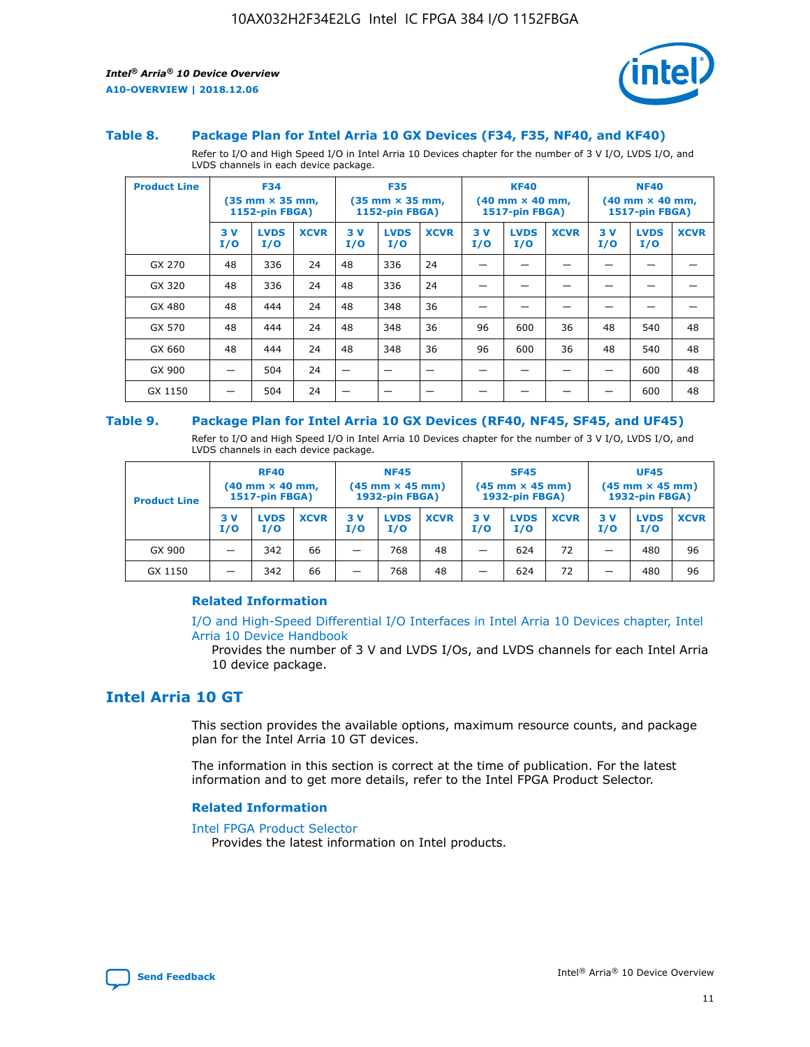### Table 8. Package Plan for Intel Arria 10 GX Devices (F34, F35, NF40, and KF40)

Refer to I/O and High Speed I/O in Intel Arria 10 Devices chapter for the number of 3 V I/O, LVDS I/O, and LVDS channels in each device package.

| Product Line | F34 (35 mm × 35 mm, 1152-pin FBGA) | | | F35 (35 mm × 35 mm, 1152-pin FBGA) | | | KF40 (40 mm × 40 mm, 1517-pin FBGA) | | | NF40 (40 mm × 40 mm, 1517-pin FBGA) | | |
|---|---|---|---|---|---|---|---|---|---|---|---|---|
| | 3 V I/O | LVDS I/O | XCVR | 3 V I/O | LVDS I/O | XCVR | 3 V I/O | LVDS I/O | XCVR | 3 V I/O | LVDS I/O | XCVR |
| GX 270 | 48 | 336 | 24 | 48 | 336 | 24 | — | — | — | — | — | — |
| GX 320 | 48 | 336 | 24 | 48 | 336 | 24 | — | — | — | — | — | — |
| GX 480 | 48 | 444 | 24 | 48 | 348 | 36 | — | — | — | — | — | — |
| GX 570 | 48 | 444 | 24 | 48 | 348 | 36 | 96 | 600 | 36 | 48 | 540 | 48 |
| GX 660 | 48 | 444 | 24 | 48 | 348 | 36 | 96 | 600 | 36 | 48 | 540 | 48 |
| GX 900 | — | 504 | 24 | — | — | — | — | — | — | — | 600 | 48 |
| GX 1150 | — | 504 | 24 | — | — | — | — | — | — | — | 600 | 48 |

### Table 9. Package Plan for Intel Arria 10 GX Devices (RF40, NF45, SF45, and UF45)

Refer to I/O and High Speed I/O in Intel Arria 10 Devices chapter for the number of 3 V I/O, LVDS I/O, and LVDS channels in each device package.

| Product Line | RF40 (40 mm × 40 mm, 1517-pin FBGA) | | | NF45 (45 mm × 45 mm) 1932-pin FBGA) | | | SF45 (45 mm × 45 mm) 1932-pin FBGA) | | | UF45 (45 mm × 45 mm) 1932-pin FBGA) | | |
|---|---|---|---|---|---|---|---|---|---|---|---|---|
| | 3 V I/O | LVDS I/O | XCVR | 3 V I/O | LVDS I/O | XCVR | 3 V I/O | LVDS I/O | XCVR | 3 V I/O | LVDS I/O | XCVR |
| GX 900 | — | 342 | 66 | — | 768 | 48 | — | 624 | 72 | — | 480 | 96 |
| GX 1150 | — | 342 | 66 | — | 768 | 48 | — | 624 | 72 | — | 480 | 96 |

#### Related Information

I/O and High-Speed Differential I/O Interfaces in Intel Arria 10 Devices chapter, Intel Arria 10 Device Handbook

Provides the number of 3 V and LVDS I/Os, and LVDS channels for each Intel Arria 10 device package.

## Intel Arria 10 GT

This section provides the available options, maximum resource counts, and package plan for the Intel Arria 10 GT devices.

The information in this section is correct at the time of publication. For the latest information and to get more details, refer to the Intel FPGA Product Selector.

#### Related Information

Intel FPGA Product Selector

Provides the latest information on Intel products.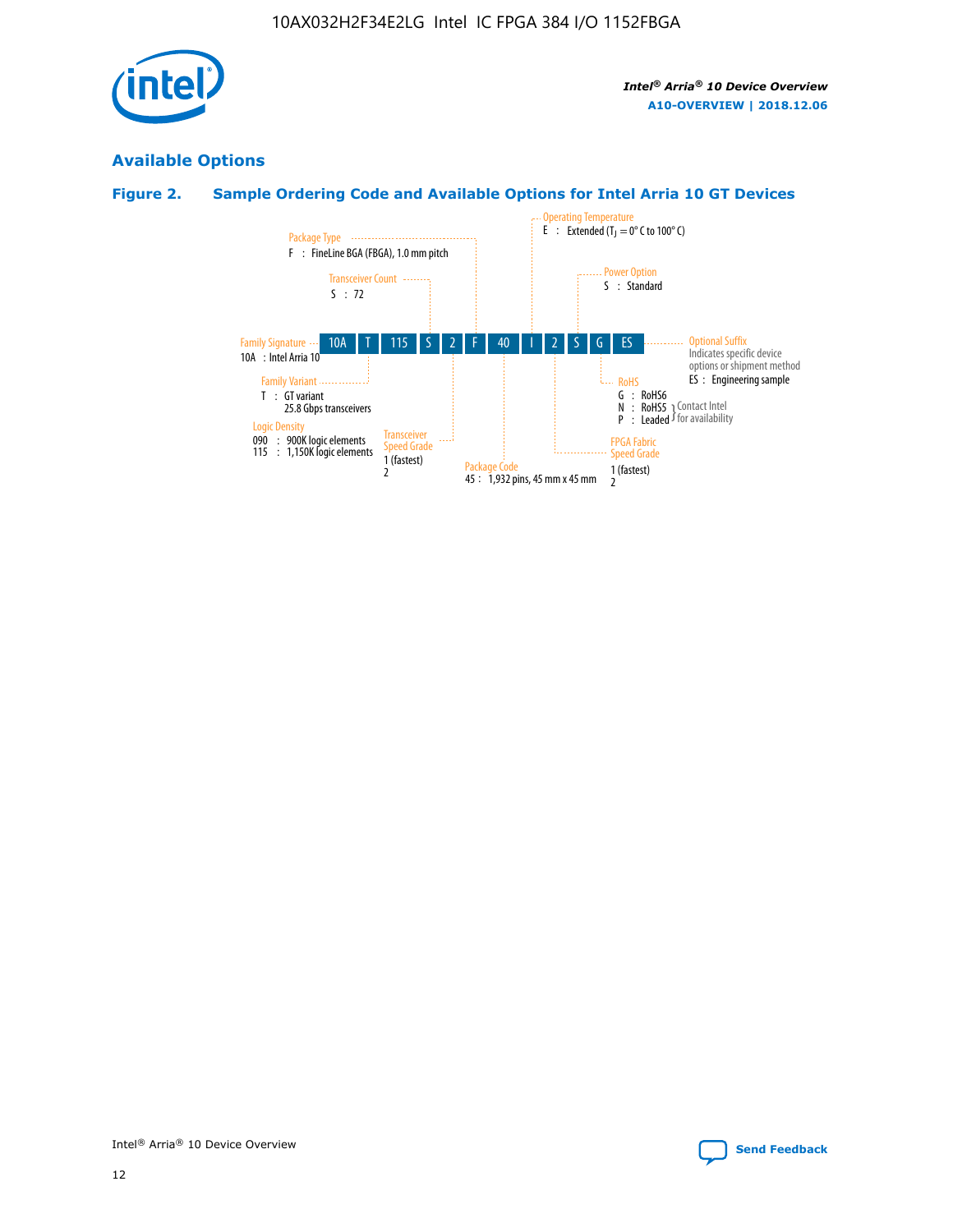## Available Options

### Figure 2. Sample Ordering Code and Available Options for Intel Arria 10 GT Devices

| 10A | T | 115 | S | 2 | F | 40 | I | 2 | S | G | ES |
|---|---|---|---|---|---|---|---|---|---|---|---|

**Family Signature**
10A : Intel Arria 10

**Family Variant**
T : GT variant
25.8 Gbps transceivers

**Logic Density**
090 : 900K logic elements
115 : 1,150K logic elements

**Transceiver Count**
S : 72

**Transceiver Speed Grade**
1 (fastest)
2

**Package Type**
F : FineLine BGA (FBGA), 1.0 mm pitch

**Package Code**
45 : 1,932 pins, 45 mm x 45 mm

**Operating Temperature**
E : Extended ($T_J$ = 0° C to 100° C)

**FPGA Fabric Speed Grade**
1 (fastest)
2

**Power Option**
S : Standard

**RoHS**
G : RoHS6
N : RoHS5 } Contact Intel for availability
P : Leaded } Contact Intel for availability

**Optional Suffix**
Indicates specific device options or shipment method
ES : Engineering sample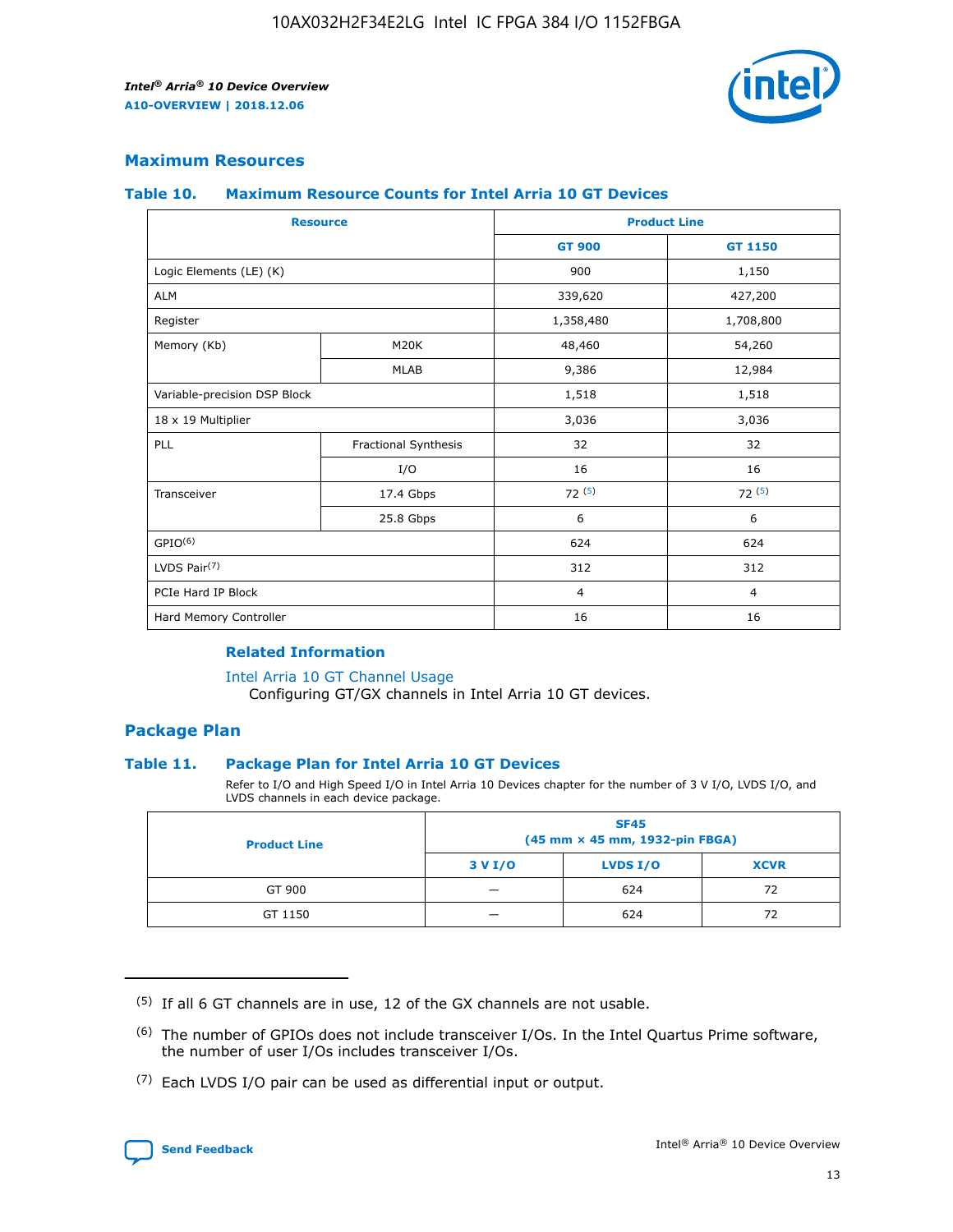## Maximum Resources

### Table 10. Maximum Resource Counts for Intel Arria 10 GT Devices

| Resource | | Product Line | |
|---|---|---|---|
| | | GT 900 | GT 1150 |
| Logic Elements (LE) (K) | | 900 | 1,150 |
| ALM | | 339,620 | 427,200 |
| Register | | 1,358,480 | 1,708,800 |
| Memory (Kb) | M20K | 48,460 | 54,260 |
| | MLAB | 9,386 | 12,984 |
| Variable-precision DSP Block | | 1,518 | 1,518 |
| 18 x 19 Multiplier | | 3,036 | 3,036 |
| PLL | Fractional Synthesis | 32 | 32 |
| | I/O | 16 | 16 |
| Transceiver | 17.4 Gbps | 72 [5] | 72 [5] |
| | 25.8 Gbps | 6 | 6 |
| GPIO[6] | | 624 | 624 |
| LVDS Pair[7] | | 312 | 312 |
| PCIe Hard IP Block | | 4 | 4 |
| Hard Memory Controller | | 16 | 16 |

#### Related Information

Intel Arria 10 GT Channel Usage
Configuring GT/GX channels in Intel Arria 10 GT devices.

## Package Plan

### Table 11. Package Plan for Intel Arria 10 GT Devices

Refer to I/O and High Speed I/O in Intel Arria 10 Devices chapter for the number of 3 V I/O, LVDS I/O, and LVDS channels in each device package.

| Product Line | SF45 (45 mm × 45 mm, 1932-pin FBGA) | | |
|---|---|---|---|
| | 3 V I/O | LVDS I/O | XCVR |
| GT 900 | — | 624 | 72 |
| GT 1150 | — | 624 | 72 |

(5) If all 6 GT channels are in use, 12 of the GX channels are not usable.

(6) The number of GPIOs does not include transceiver I/Os. In the Intel Quartus Prime software, the number of user I/Os includes transceiver I/Os.

(7) Each LVDS I/O pair can be used as differential input or output.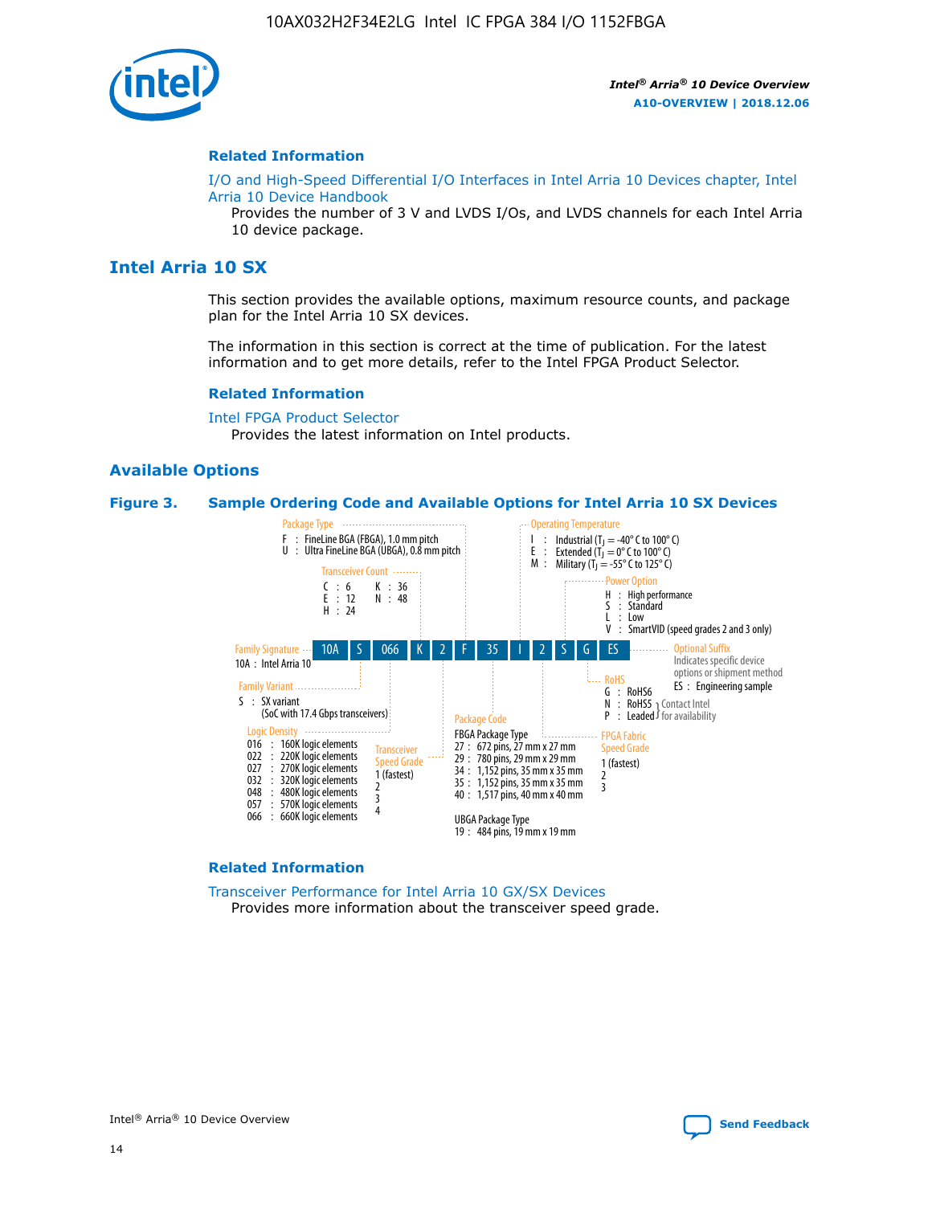### Related Information

I/O and High-Speed Differential I/O Interfaces in Intel Arria 10 Devices chapter, Intel Arria 10 Device Handbook

Provides the number of 3 V and LVDS I/Os, and LVDS channels for each Intel Arria 10 device package.

## Intel Arria 10 SX

This section provides the available options, maximum resource counts, and package plan for the Intel Arria 10 SX devices.

The information in this section is correct at the time of publication. For the latest information and to get more details, refer to the Intel FPGA Product Selector.

### Related Information

Intel FPGA Product Selector

Provides the latest information on Intel products.

### Available Options

**Figure 3. Sample Ordering Code and Available Options for Intel Arria 10 SX Devices**

Sample ordering code: 10A S 066 K 2 F 35 I 2 S G ES

- **Family Signature**
  - 10A : Intel Arria 10
- **Family Variant**
  - S : SX variant (SoC with 17.4 Gbps transceivers)
- **Logic Density**
  - 016 : 160K logic elements
  - 022 : 220K logic elements
  - 027 : 270K logic elements
  - 032 : 320K logic elements
  - 048 : 480K logic elements
  - 057 : 570K logic elements
  - 066 : 660K logic elements
- **Transceiver Count**
  - C : 6
  - E : 12
  - H : 24
  - K : 36
  - N : 48
- **Transceiver Speed Grade**
  - 1 (fastest)
  - 2
  - 3
  - 4
- **Package Type**
  - F : FineLine BGA (FBGA), 1.0 mm pitch
  - U : Ultra FineLine BGA (UBGA), 0.8 mm pitch
- **Package Code**
  - FBGA Package Type
    - 27 : 672 pins, 27 mm x 27 mm
    - 29 : 780 pins, 29 mm x 29 mm
    - 34 : 1,152 pins, 35 mm x 35 mm
    - 35 : 1,152 pins, 35 mm x 35 mm
    - 40 : 1,517 pins, 40 mm x 40 mm
  - UBGA Package Type
    - 19 : 484 pins, 19 mm x 19 mm
- **Operating Temperature**
  - I : Industrial ($T_J$ = -40° C to 100° C)
  - E : Extended ($T_J$ = 0° C to 100° C)
  - M : Military ($T_J$ = -55° C to 125° C)
- **FPGA Fabric Speed Grade**
  - 1 (fastest)
  - 2
  - 3
- **Power Option**
  - H : High performance
  - S : Standard
  - L : Low
  - V : SmartVID (speed grades 2 and 3 only)
- **RoHS**
  - G : RoHS6
  - N : RoHS5 (Contact Intel for availability)
  - P : Leaded (Contact Intel for availability)
- **Optional Suffix**
  - Indicates specific device options or shipment method
  - ES : Engineering sample

### Related Information

Transceiver Performance for Intel Arria 10 GX/SX Devices

Provides more information about the transceiver speed grade.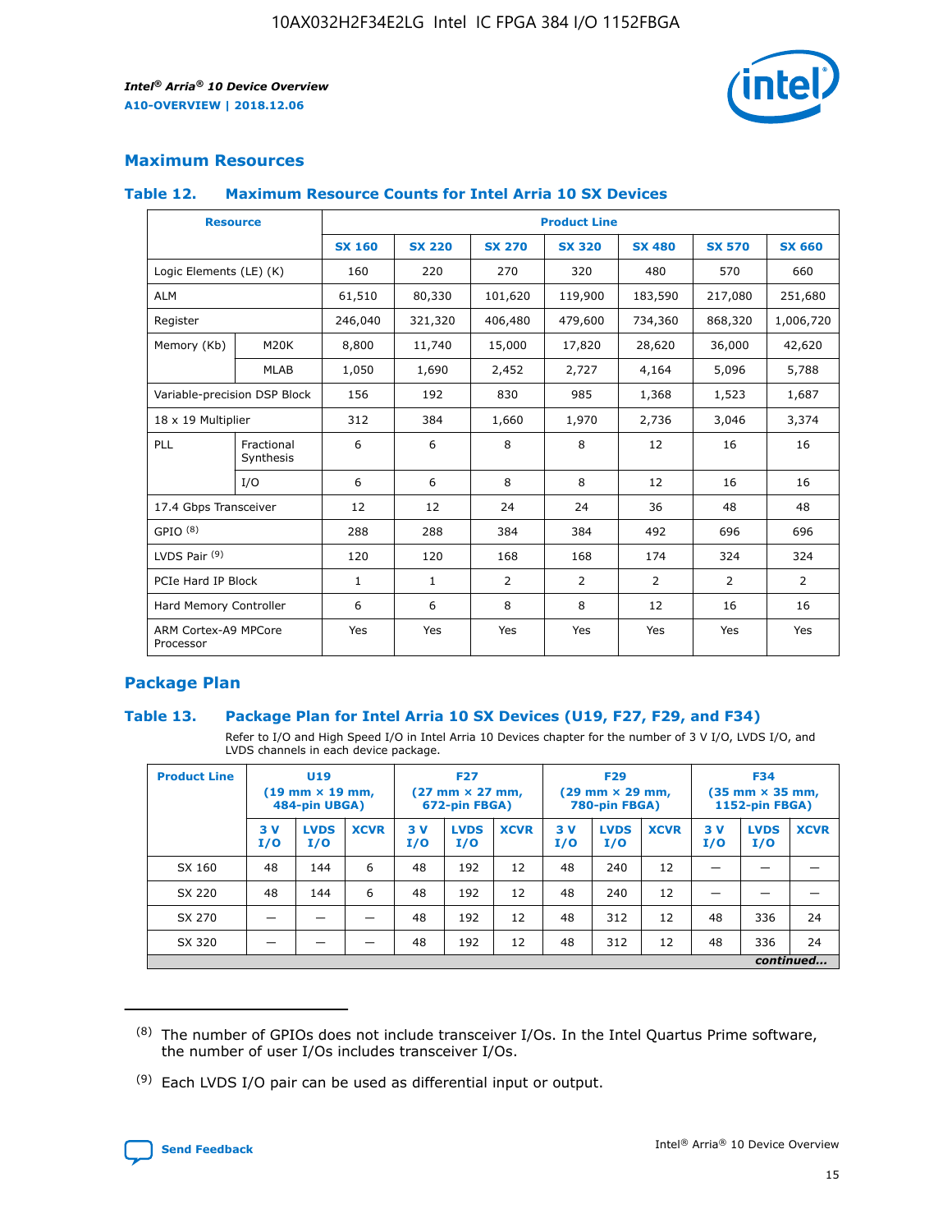## Maximum Resources

### Table 12. Maximum Resource Counts for Intel Arria 10 SX Devices

| Resource | | Product Line | | | | | | |
|---|---|---|---|---|---|---|---|---|
| | | SX 160 | SX 220 | SX 270 | SX 320 | SX 480 | SX 570 | SX 660 |
| Logic Elements (LE) (K) | | 160 | 220 | 270 | 320 | 480 | 570 | 660 |
| ALM | | 61,510 | 80,330 | 101,620 | 119,900 | 183,590 | 217,080 | 251,680 |
| Register | | 246,040 | 321,320 | 406,480 | 479,600 | 734,360 | 868,320 | 1,006,720 |
| Memory (Kb) | M20K | 8,800 | 11,740 | 15,000 | 17,820 | 28,620 | 36,000 | 42,620 |
| | MLAB | 1,050 | 1,690 | 2,452 | 2,727 | 4,164 | 5,096 | 5,788 |
| Variable-precision DSP Block | | 156 | 192 | 830 | 985 | 1,368 | 1,523 | 1,687 |
| 18 x 19 Multiplier | | 312 | 384 | 1,660 | 1,970 | 2,736 | 3,046 | 3,374 |
| PLL | Fractional Synthesis | 6 | 6 | 8 | 8 | 12 | 16 | 16 |
| | I/O | 6 | 6 | 8 | 8 | 12 | 16 | 16 |
| 17.4 Gbps Transceiver | | 12 | 12 | 24 | 24 | 36 | 48 | 48 |
| GPIO [(8)] | | 288 | 288 | 384 | 384 | 492 | 696 | 696 |
| LVDS Pair [(9)] | | 120 | 120 | 168 | 168 | 174 | 324 | 324 |
| PCIe Hard IP Block | | 1 | 1 | 2 | 2 | 2 | 2 | 2 |
| Hard Memory Controller | | 6 | 6 | 8 | 8 | 12 | 16 | 16 |
| ARM Cortex-A9 MPCore Processor | | Yes | Yes | Yes | Yes | Yes | Yes | Yes |

## Package Plan

### Table 13. Package Plan for Intel Arria 10 SX Devices (U19, F27, F29, and F34)

Refer to I/O and High Speed I/O in Intel Arria 10 Devices chapter for the number of 3 V I/O, LVDS I/O, and LVDS channels in each device package.

| Product Line | U19 (19 mm × 19 mm, 484-pin UBGA) | | | F27 (27 mm × 27 mm, 672-pin FBGA) | | | F29 (29 mm × 29 mm, 780-pin FBGA) | | | F34 (35 mm × 35 mm, 1152-pin FBGA) | | |
|---|---|---|---|---|---|---|---|---|---|---|---|---|
| | 3 V I/O | LVDS I/O | XCVR | 3 V I/O | LVDS I/O | XCVR | 3 V I/O | LVDS I/O | XCVR | 3 V I/O | LVDS I/O | XCVR |
| SX 160 | 48 | 144 | 6 | 48 | 192 | 12 | 48 | 240 | 12 | — | — | — |
| SX 220 | 48 | 144 | 6 | 48 | 192 | 12 | 48 | 240 | 12 | — | — | — |
| SX 270 | — | — | — | 48 | 192 | 12 | 48 | 312 | 12 | 48 | 336 | 24 |
| SX 320 | — | — | — | 48 | 192 | 12 | 48 | 312 | 12 | 48 | 336 | 24 |

*continued...*

(8) The number of GPIOs does not include transceiver I/Os. In the Intel Quartus Prime software, the number of user I/Os includes transceiver I/Os.

(9) Each LVDS I/O pair can be used as differential input or output.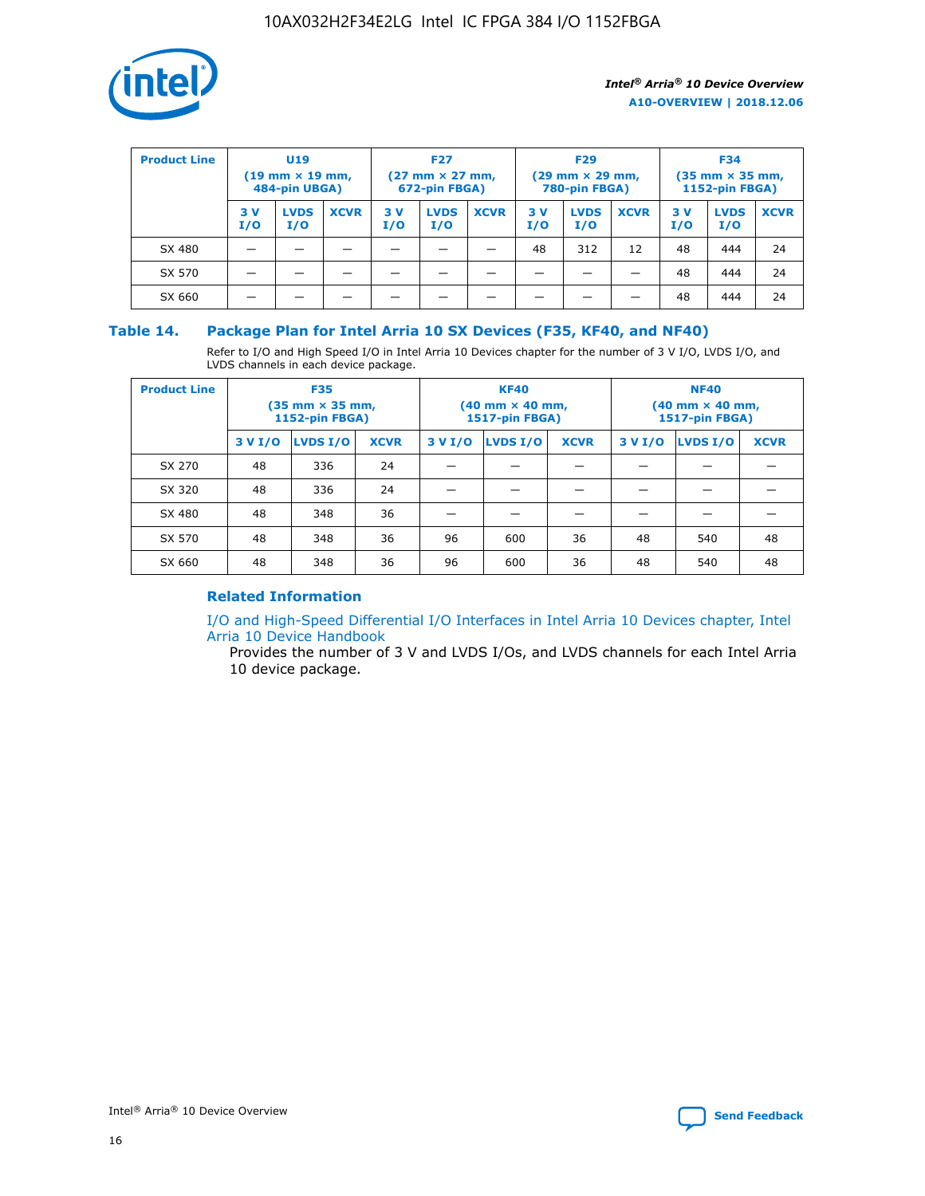| Product Line | U19 (19 mm × 19 mm, 484-pin UBGA) | | | F27 (27 mm × 27 mm, 672-pin FBGA) | | | F29 (29 mm × 29 mm, 780-pin FBGA) | | | F34 (35 mm × 35 mm, 1152-pin FBGA) | | |
|---|---|---|---|---|---|---|---|---|---|---|---|---|
| | 3 V I/O | LVDS I/O | XCVR | 3 V I/O | LVDS I/O | XCVR | 3 V I/O | LVDS I/O | XCVR | 3 V I/O | LVDS I/O | XCVR |
| SX 480 | — | — | — | — | — | — | 48 | 312 | 12 | 48 | 444 | 24 |
| SX 570 | — | — | — | — | — | — | — | — | — | 48 | 444 | 24 |
| SX 660 | — | — | — | — | — | — | — | — | — | 48 | 444 | 24 |

## Table 14. Package Plan for Intel Arria 10 SX Devices (F35, KF40, and NF40)

Refer to I/O and High Speed I/O in Intel Arria 10 Devices chapter for the number of 3 V I/O, LVDS I/O, and LVDS channels in each device package.

| Product Line | F35 (35 mm × 35 mm, 1152-pin FBGA) | | | KF40 (40 mm × 40 mm, 1517-pin FBGA) | | | NF40 (40 mm × 40 mm, 1517-pin FBGA) | | |
|---|---|---|---|---|---|---|---|---|---|
| | 3 V I/O | LVDS I/O | XCVR | 3 V I/O | LVDS I/O | XCVR | 3 V I/O | LVDS I/O | XCVR |
| SX 270 | 48 | 336 | 24 | — | — | — | — | — | — |
| SX 320 | 48 | 336 | 24 | — | — | — | — | — | — |
| SX 480 | 48 | 348 | 36 | — | — | — | — | — | — |
| SX 570 | 48 | 348 | 36 | 96 | 600 | 36 | 48 | 540 | 48 |
| SX 660 | 48 | 348 | 36 | 96 | 600 | 36 | 48 | 540 | 48 |

### Related Information

I/O and High-Speed Differential I/O Interfaces in Intel Arria 10 Devices chapter, Intel Arria 10 Device Handbook

Provides the number of 3 V and LVDS I/Os, and LVDS channels for each Intel Arria 10 device package.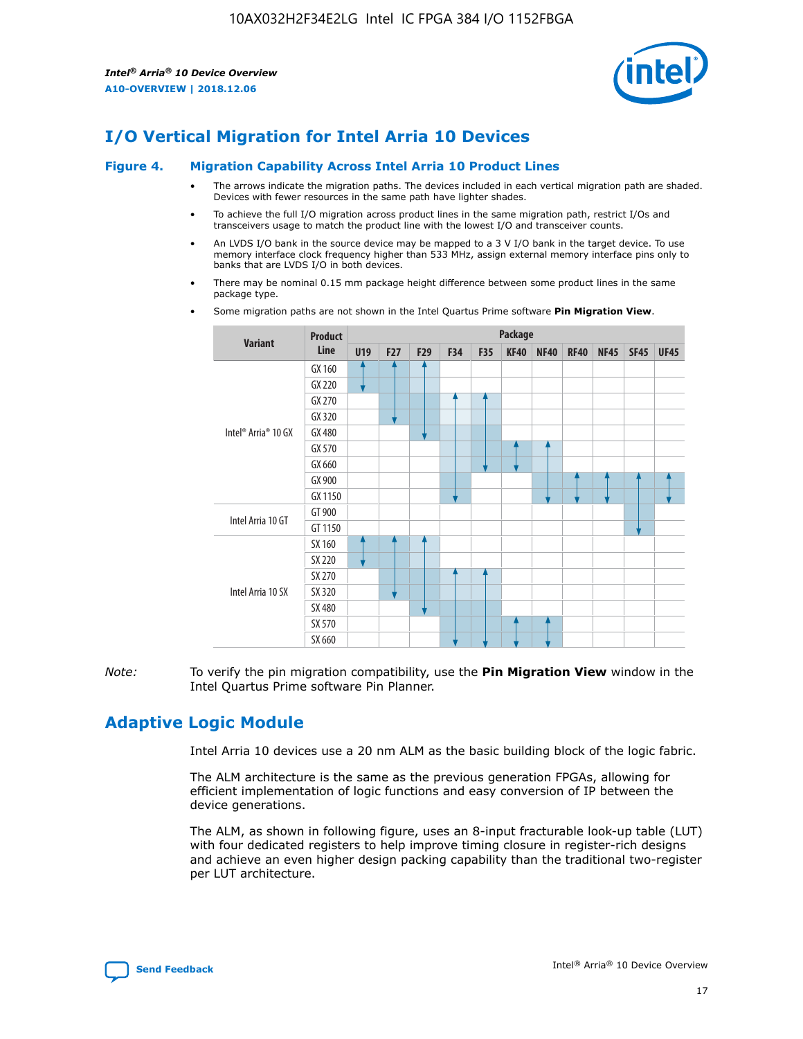# I/O Vertical Migration for Intel Arria 10 Devices

## Figure 4. Migration Capability Across Intel Arria 10 Product Lines

- The arrows indicate the migration paths. The devices included in each vertical migration path are shaded. Devices with fewer resources in the same path have lighter shades.
- To achieve the full I/O migration across product lines in the same migration path, restrict I/Os and transceivers usage to match the product line with the lowest I/O and transceiver counts.
- An LVDS I/O bank in the source device may be mapped to a 3 V I/O bank in the target device. To use memory interface clock frequency higher than 533 MHz, assign external memory interface pins only to banks that are LVDS I/O in both devices.
- There may be nominal 0.15 mm package height difference between some product lines in the same package type.
- Some migration paths are not shown in the Intel Quartus Prime software **Pin Migration View**.

| Variant | Product Line | Package | | | | | | | | | | |
|---|---|---|---|---|---|---|---|---|---|---|---|---|
| | | U19 | F27 | F29 | F34 | F35 | KF40 | NF40 | RF40 | NF45 | SF45 | UF45 |
| Intel® Arria® 10 GX | GX 160 | | | | | | | | | | | |
| | GX 220 | | | | | | | | | | | |
| | GX 270 | | | | | | | | | | | |
| | GX 320 | | | | | | | | | | | |
| | GX 480 | | | | | | | | | | | |
| | GX 570 | | | | | | | | | | | |
| | GX 660 | | | | | | | | | | | |
| | GX 900 | | | | | | | | | | | |
| | GX 1150 | | | | | | | | | | | |
| Intel Arria 10 GT | GT 900 | | | | | | | | | | | |
| | GT 1150 | | | | | | | | | | | |
| Intel Arria 10 SX | SX 160 | | | | | | | | | | | |
| | SX 220 | | | | | | | | | | | |
| | SX 270 | | | | | | | | | | | |
| | SX 320 | | | | | | | | | | | |
| | SX 480 | | | | | | | | | | | |
| | SX 570 | | | | | | | | | | | |
| | SX 660 | | | | | | | | | | | |

*Note:* To verify the pin migration compatibility, use the **Pin Migration View** window in the Intel Quartus Prime software Pin Planner.

# Adaptive Logic Module

Intel Arria 10 devices use a 20 nm ALM as the basic building block of the logic fabric.

The ALM architecture is the same as the previous generation FPGAs, allowing for efficient implementation of logic functions and easy conversion of IP between the device generations.

The ALM, as shown in following figure, uses an 8-input fracturable look-up table (LUT) with four dedicated registers to help improve timing closure in register-rich designs and achieve an even higher design packing capability than the traditional two-register per LUT architecture.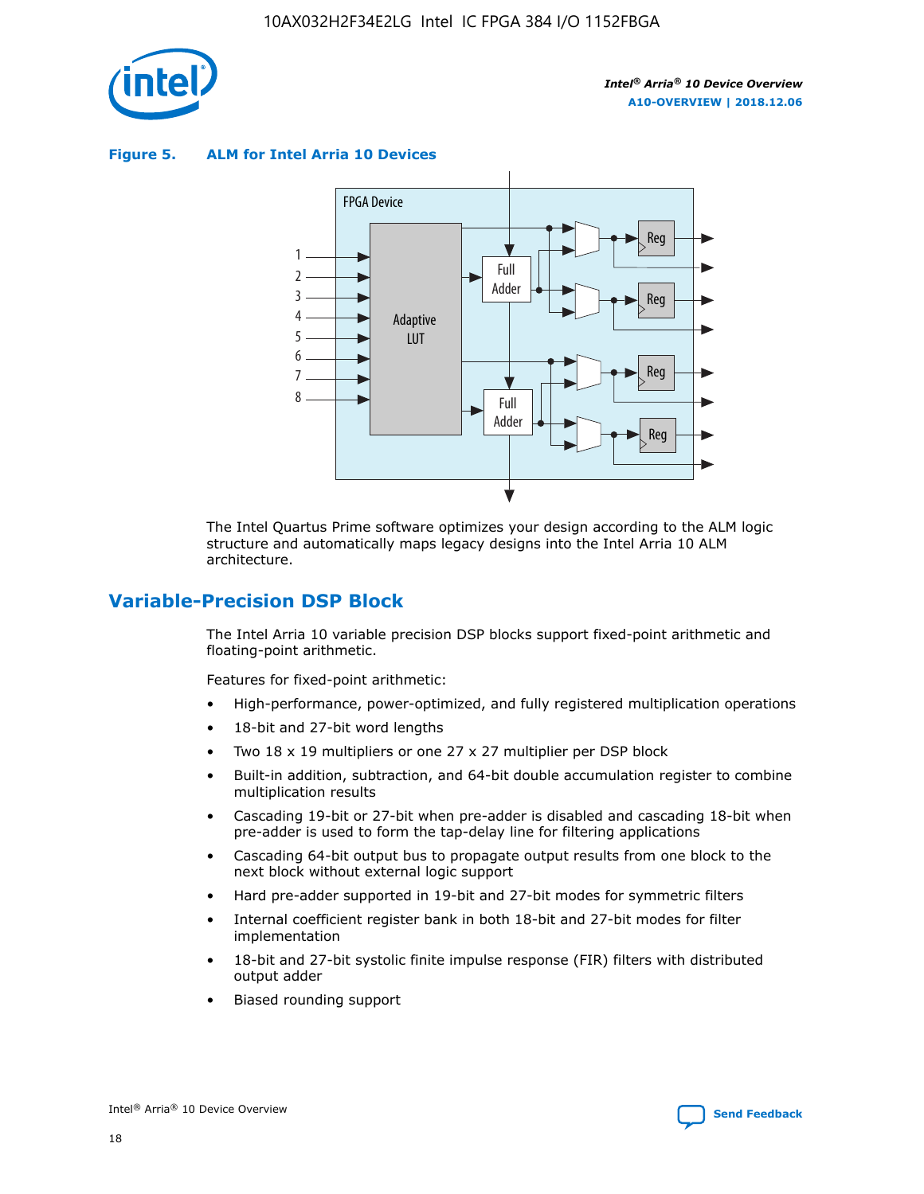**Figure 5. ALM for Intel Arria 10 Devices**

The Intel Quartus Prime software optimizes your design according to the ALM logic structure and automatically maps legacy designs into the Intel Arria 10 ALM architecture.

## Variable-Precision DSP Block

The Intel Arria 10 variable precision DSP blocks support fixed-point arithmetic and floating-point arithmetic.

Features for fixed-point arithmetic:

- High-performance, power-optimized, and fully registered multiplication operations
- 18-bit and 27-bit word lengths
- Two 18 x 19 multipliers or one 27 x 27 multiplier per DSP block
- Built-in addition, subtraction, and 64-bit double accumulation register to combine multiplication results
- Cascading 19-bit or 27-bit when pre-adder is disabled and cascading 18-bit when pre-adder is used to form the tap-delay line for filtering applications
- Cascading 64-bit output bus to propagate output results from one block to the next block without external logic support
- Hard pre-adder supported in 19-bit and 27-bit modes for symmetric filters
- Internal coefficient register bank in both 18-bit and 27-bit modes for filter implementation
- 18-bit and 27-bit systolic finite impulse response (FIR) filters with distributed output adder
- Biased rounding support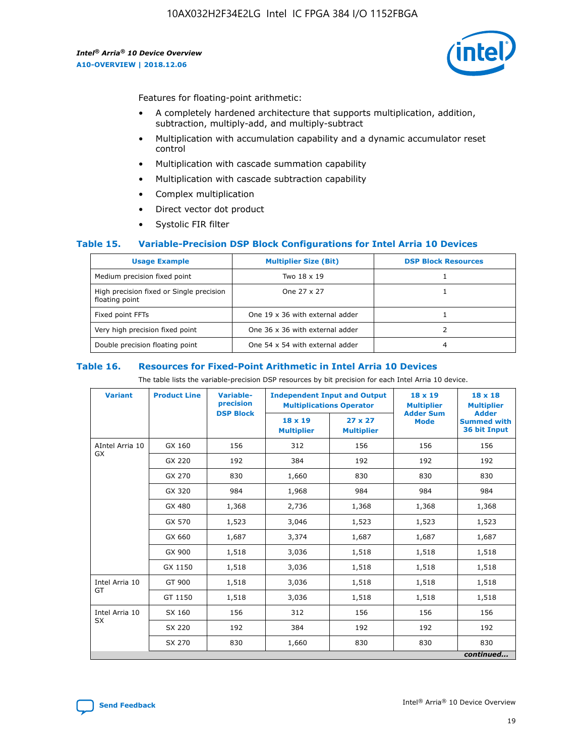Features for floating-point arithmetic:

- A completely hardened architecture that supports multiplication, addition, subtraction, multiply-add, and multiply-subtract
- Multiplication with accumulation capability and a dynamic accumulator reset control
- Multiplication with cascade summation capability
- Multiplication with cascade subtraction capability
- Complex multiplication
- Direct vector dot product
- Systolic FIR filter

### Table 15. Variable-Precision DSP Block Configurations for Intel Arria 10 Devices

| Usage Example | Multiplier Size (Bit) | DSP Block Resources |
|---|---|---|
| Medium precision fixed point | Two 18 x 19 | 1 |
| High precision fixed or Single precision floating point | One 27 x 27 | 1 |
| Fixed point FFTs | One 19 x 36 with external adder | 1 |
| Very high precision fixed point | One 36 x 36 with external adder | 2 |
| Double precision floating point | One 54 x 54 with external adder | 4 |

### Table 16. Resources for Fixed-Point Arithmetic in Intel Arria 10 Devices

The table lists the variable-precision DSP resources by bit precision for each Intel Arria 10 device.

| Variant | Product Line | Variable-precision DSP Block | Independent Input and Output Multiplications Operator | | 18 x 19 Multiplier Adder Sum Mode | 18 x 18 Multiplier Adder Summed with 36 bit Input |
|---|---|---|---|---|---|---|
| | | | 18 x 19 Multiplier | 27 x 27 Multiplier | | |
| AIntel Arria 10 GX | GX 160 | 156 | 312 | 156 | 156 | 156 |
| | GX 220 | 192 | 384 | 192 | 192 | 192 |
| | GX 270 | 830 | 1,660 | 830 | 830 | 830 |
| | GX 320 | 984 | 1,968 | 984 | 984 | 984 |
| | GX 480 | 1,368 | 2,736 | 1,368 | 1,368 | 1,368 |
| | GX 570 | 1,523 | 3,046 | 1,523 | 1,523 | 1,523 |
| | GX 660 | 1,687 | 3,374 | 1,687 | 1,687 | 1,687 |
| | GX 900 | 1,518 | 3,036 | 1,518 | 1,518 | 1,518 |
| | GX 1150 | 1,518 | 3,036 | 1,518 | 1,518 | 1,518 |
| Intel Arria 10 GT | GT 900 | 1,518 | 3,036 | 1,518 | 1,518 | 1,518 |
| | GT 1150 | 1,518 | 3,036 | 1,518 | 1,518 | 1,518 |
| Intel Arria 10 SX | SX 160 | 156 | 312 | 156 | 156 | 156 |
| | SX 220 | 192 | 384 | 192 | 192 | 192 |
| | SX 270 | 830 | 1,660 | 830 | 830 | 830 |

*continued...*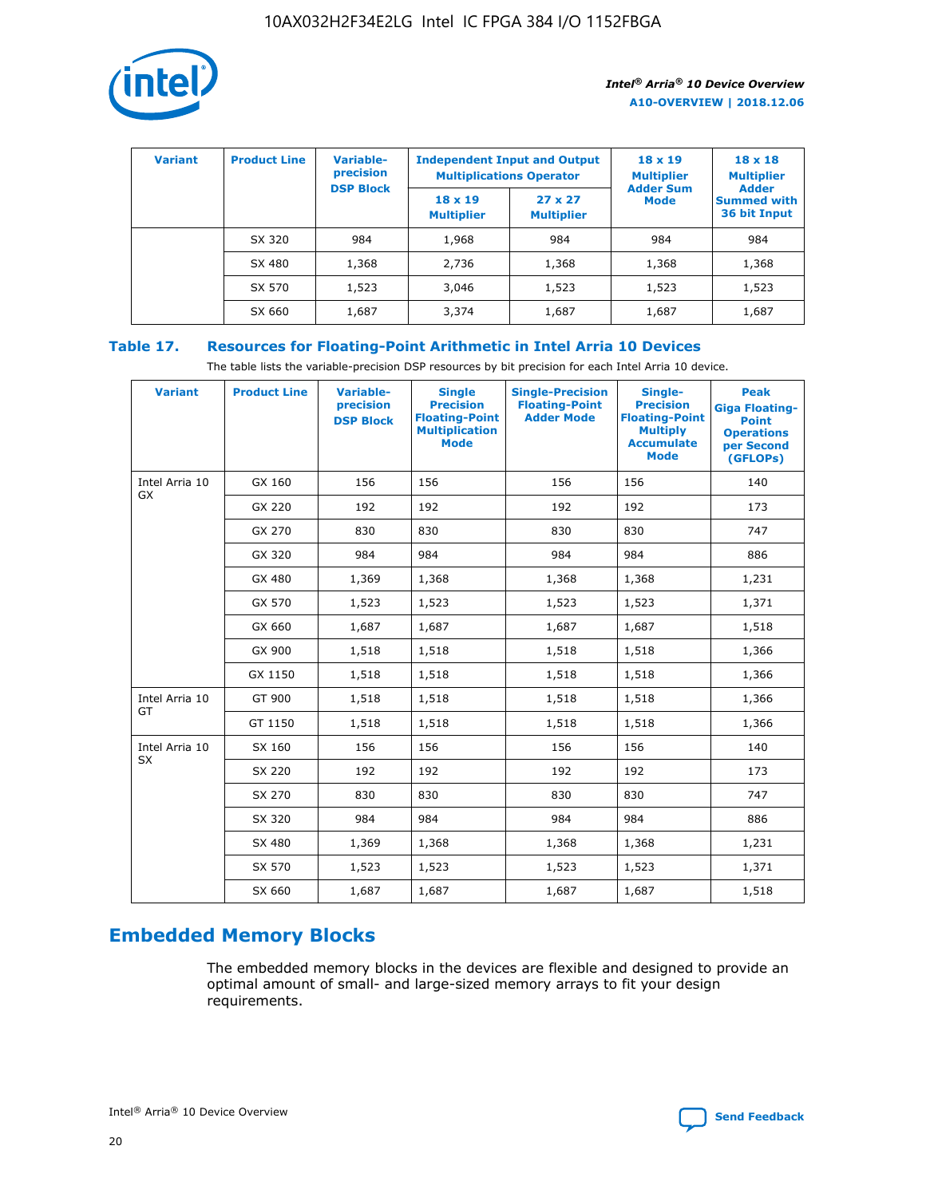| Variant | Product Line | Variable-precision DSP Block | Independent Input and Output Multiplications Operator | | 18 x 19 Multiplier Adder Sum Mode | 18 x 18 Multiplier Adder Summed with 36 bit Input |
|---|---|---|---|---|---|---|
| | | | 18 x 19 Multiplier | 27 x 27 Multiplier | | |
| | SX 320 | 984 | 1,968 | 984 | 984 | 984 |
| | SX 480 | 1,368 | 2,736 | 1,368 | 1,368 | 1,368 |
| | SX 570 | 1,523 | 3,046 | 1,523 | 1,523 | 1,523 |
| | SX 660 | 1,687 | 3,374 | 1,687 | 1,687 | 1,687 |

**Table 17. Resources for Floating-Point Arithmetic in Intel Arria 10 Devices**

The table lists the variable-precision DSP resources by bit precision for each Intel Arria 10 device.

| Variant | Product Line | Variable-precision DSP Block | Single Precision Floating-Point Multiplication Mode | Single-Precision Floating-Point Adder Mode | Single-Precision Floating-Point Multiply Accumulate Mode | Peak Giga Floating-Point Operations per Second (GFLOPs) |
|---|---|---|---|---|---|---|
| Intel Arria 10 GX | GX 160 | 156 | 156 | 156 | 156 | 140 |
| | GX 220 | 192 | 192 | 192 | 192 | 173 |
| | GX 270 | 830 | 830 | 830 | 830 | 747 |
| | GX 320 | 984 | 984 | 984 | 984 | 886 |
| | GX 480 | 1,369 | 1,368 | 1,368 | 1,368 | 1,231 |
| | GX 570 | 1,523 | 1,523 | 1,523 | 1,523 | 1,371 |
| | GX 660 | 1,687 | 1,687 | 1,687 | 1,687 | 1,518 |
| | GX 900 | 1,518 | 1,518 | 1,518 | 1,518 | 1,366 |
| | GX 1150 | 1,518 | 1,518 | 1,518 | 1,518 | 1,366 |
| Intel Arria 10 GT | GT 900 | 1,518 | 1,518 | 1,518 | 1,518 | 1,366 |
| | GT 1150 | 1,518 | 1,518 | 1,518 | 1,518 | 1,366 |
| Intel Arria 10 SX | SX 160 | 156 | 156 | 156 | 156 | 140 |
| | SX 220 | 192 | 192 | 192 | 192 | 173 |
| | SX 270 | 830 | 830 | 830 | 830 | 747 |
| | SX 320 | 984 | 984 | 984 | 984 | 886 |
| | SX 480 | 1,369 | 1,368 | 1,368 | 1,368 | 1,231 |
| | SX 570 | 1,523 | 1,523 | 1,523 | 1,523 | 1,371 |
| | SX 660 | 1,687 | 1,687 | 1,687 | 1,687 | 1,518 |

## Embedded Memory Blocks

The embedded memory blocks in the devices are flexible and designed to provide an optimal amount of small- and large-sized memory arrays to fit your design requirements.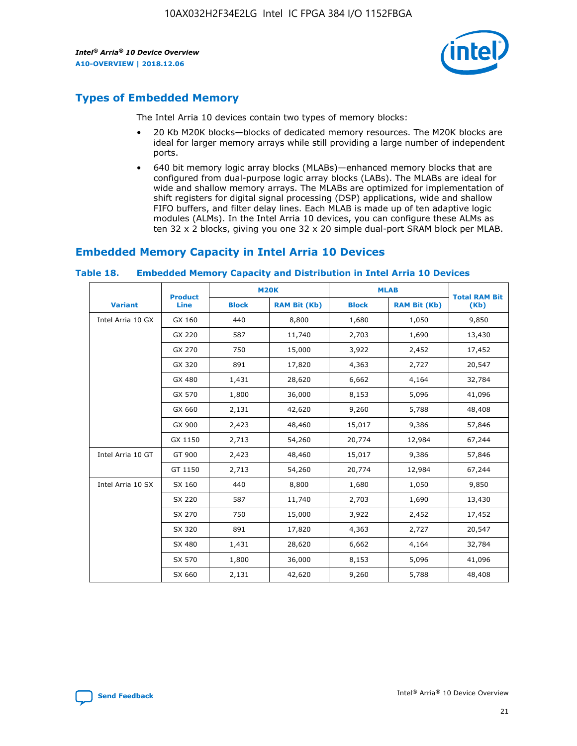## Types of Embedded Memory

The Intel Arria 10 devices contain two types of memory blocks:

- 20 Kb M20K blocks—blocks of dedicated memory resources. The M20K blocks are ideal for larger memory arrays while still providing a large number of independent ports.
- 640 bit memory logic array blocks (MLABs)—enhanced memory blocks that are configured from dual-purpose logic array blocks (LABs). The MLABs are ideal for wide and shallow memory arrays. The MLABs are optimized for implementation of shift registers for digital signal processing (DSP) applications, wide and shallow FIFO buffers, and filter delay lines. Each MLAB is made up of ten adaptive logic modules (ALMs). In the Intel Arria 10 devices, you can configure these ALMs as ten 32 x 2 blocks, giving you one 32 x 20 simple dual-port SRAM block per MLAB.

## Embedded Memory Capacity in Intel Arria 10 Devices

**Table 18. Embedded Memory Capacity and Distribution in Intel Arria 10 Devices**

| Variant | Product Line | M20K | | MLAB | | Total RAM Bit (Kb) |
|---|---|---|---|---|---|---|
| | | Block | RAM Bit (Kb) | Block | RAM Bit (Kb) | |
| Intel Arria 10 GX | GX 160 | 440 | 8,800 | 1,680 | 1,050 | 9,850 |
| | GX 220 | 587 | 11,740 | 2,703 | 1,690 | 13,430 |
| | GX 270 | 750 | 15,000 | 3,922 | 2,452 | 17,452 |
| | GX 320 | 891 | 17,820 | 4,363 | 2,727 | 20,547 |
| | GX 480 | 1,431 | 28,620 | 6,662 | 4,164 | 32,784 |
| | GX 570 | 1,800 | 36,000 | 8,153 | 5,096 | 41,096 |
| | GX 660 | 2,131 | 42,620 | 9,260 | 5,788 | 48,408 |
| | GX 900 | 2,423 | 48,460 | 15,017 | 9,386 | 57,846 |
| | GX 1150 | 2,713 | 54,260 | 20,774 | 12,984 | 67,244 |
| Intel Arria 10 GT | GT 900 | 2,423 | 48,460 | 15,017 | 9,386 | 57,846 |
| | GT 1150 | 2,713 | 54,260 | 20,774 | 12,984 | 67,244 |
| Intel Arria 10 SX | SX 160 | 440 | 8,800 | 1,680 | 1,050 | 9,850 |
| | SX 220 | 587 | 11,740 | 2,703 | 1,690 | 13,430 |
| | SX 270 | 750 | 15,000 | 3,922 | 2,452 | 17,452 |
| | SX 320 | 891 | 17,820 | 4,363 | 2,727 | 20,547 |
| | SX 480 | 1,431 | 28,620 | 6,662 | 4,164 | 32,784 |
| | SX 570 | 1,800 | 36,000 | 8,153 | 5,096 | 41,096 |
| | SX 660 | 2,131 | 42,620 | 9,260 | 5,788 | 48,408 |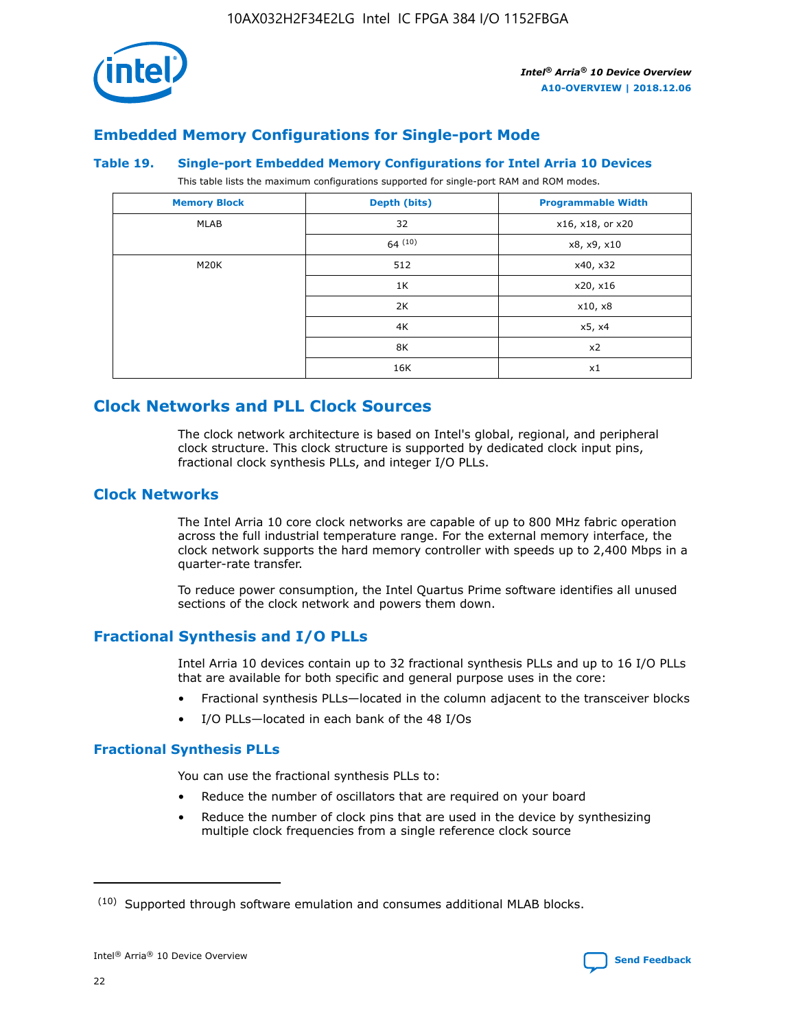## Embedded Memory Configurations for Single-port Mode

**Table 19. Single-port Embedded Memory Configurations for Intel Arria 10 Devices**

This table lists the maximum configurations supported for single-port RAM and ROM modes.

| Memory Block | Depth (bits) | Programmable Width |
|---|---|---|
| MLAB | 32 | x16, x18, or x20 |
| | 64 [10] | x8, x9, x10 |
| M20K | 512 | x40, x32 |
| | 1K | x20, x16 |
| | 2K | x10, x8 |
| | 4K | x5, x4 |
| | 8K | x2 |
| | 16K | x1 |

# Clock Networks and PLL Clock Sources

The clock network architecture is based on Intel's global, regional, and peripheral clock structure. This clock structure is supported by dedicated clock input pins, fractional clock synthesis PLLs, and integer I/O PLLs.

## Clock Networks

The Intel Arria 10 core clock networks are capable of up to 800 MHz fabric operation across the full industrial temperature range. For the external memory interface, the clock network supports the hard memory controller with speeds up to 2,400 Mbps in a quarter-rate transfer.

To reduce power consumption, the Intel Quartus Prime software identifies all unused sections of the clock network and powers them down.

## Fractional Synthesis and I/O PLLs

Intel Arria 10 devices contain up to 32 fractional synthesis PLLs and up to 16 I/O PLLs that are available for both specific and general purpose uses in the core:

- Fractional synthesis PLLs—located in the column adjacent to the transceiver blocks
- I/O PLLs—located in each bank of the 48 I/Os

### Fractional Synthesis PLLs

You can use the fractional synthesis PLLs to:

- Reduce the number of oscillators that are required on your board
- Reduce the number of clock pins that are used in the device by synthesizing multiple clock frequencies from a single reference clock source

---

(10) Supported through software emulation and consumes additional MLAB blocks.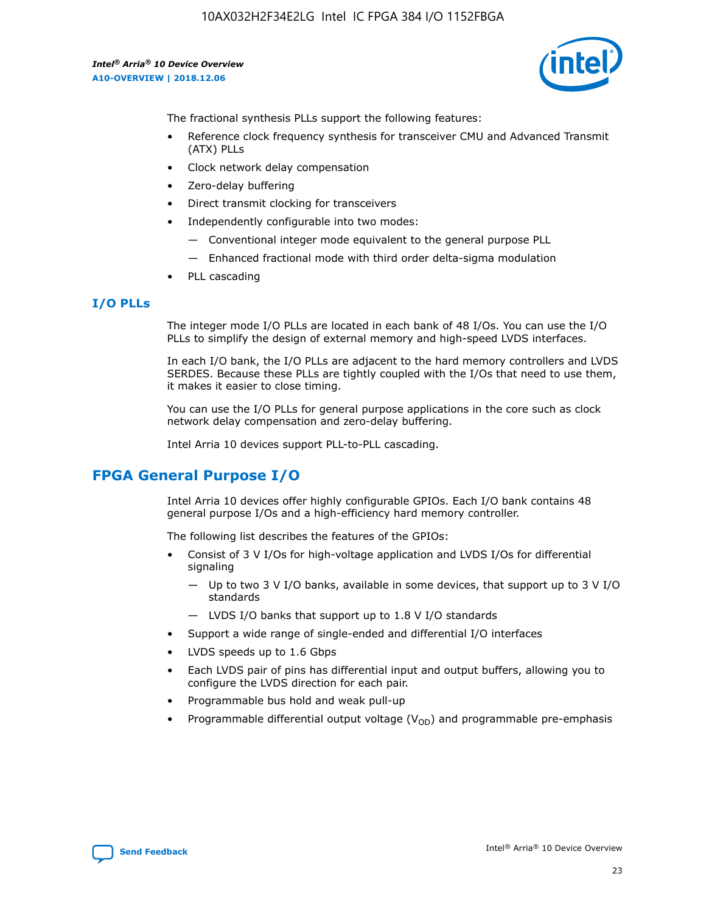The fractional synthesis PLLs support the following features:

- Reference clock frequency synthesis for transceiver CMU and Advanced Transmit (ATX) PLLs
- Clock network delay compensation
- Zero-delay buffering
- Direct transmit clocking for transceivers
- Independently configurable into two modes:
  - — Conventional integer mode equivalent to the general purpose PLL
  - — Enhanced fractional mode with third order delta-sigma modulation
- PLL cascading

### I/O PLLs

The integer mode I/O PLLs are located in each bank of 48 I/Os. You can use the I/O PLLs to simplify the design of external memory and high-speed LVDS interfaces.

In each I/O bank, the I/O PLLs are adjacent to the hard memory controllers and LVDS SERDES. Because these PLLs are tightly coupled with the I/Os that need to use them, it makes it easier to close timing.

You can use the I/O PLLs for general purpose applications in the core such as clock network delay compensation and zero-delay buffering.

Intel Arria 10 devices support PLL-to-PLL cascading.

## FPGA General Purpose I/O

Intel Arria 10 devices offer highly configurable GPIOs. Each I/O bank contains 48 general purpose I/Os and a high-efficiency hard memory controller.

The following list describes the features of the GPIOs:

- Consist of 3 V I/Os for high-voltage application and LVDS I/Os for differential signaling
  - — Up to two 3 V I/O banks, available in some devices, that support up to 3 V I/O standards
  - — LVDS I/O banks that support up to 1.8 V I/O standards
- Support a wide range of single-ended and differential I/O interfaces
- LVDS speeds up to 1.6 Gbps
- Each LVDS pair of pins has differential input and output buffers, allowing you to configure the LVDS direction for each pair.
- Programmable bus hold and weak pull-up
- Programmable differential output voltage ($V_{OD}$) and programmable pre-emphasis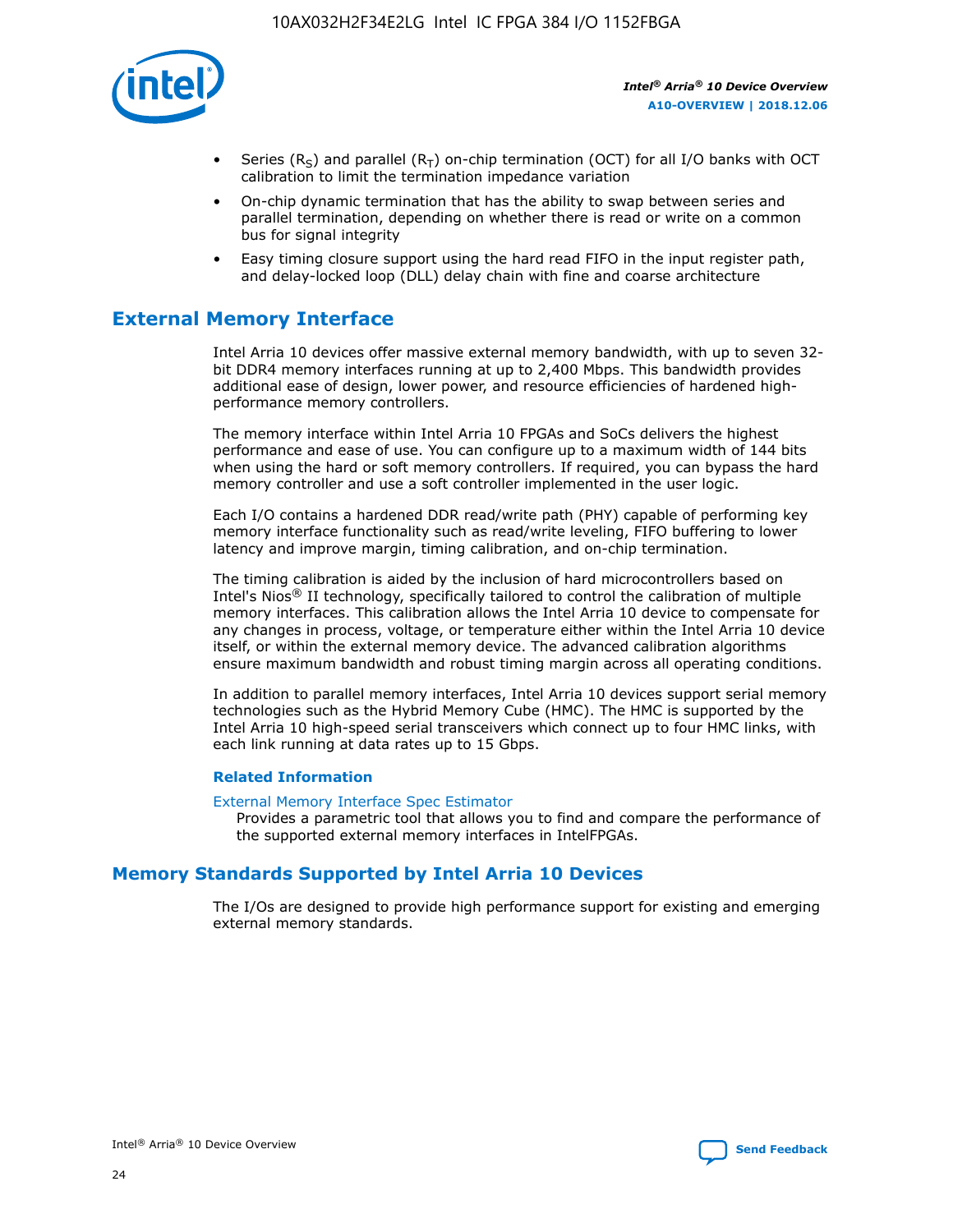- Series ($R_S$) and parallel ($R_T$) on-chip termination (OCT) for all I/O banks with OCT calibration to limit the termination impedance variation
- On-chip dynamic termination that has the ability to swap between series and parallel termination, depending on whether there is read or write on a common bus for signal integrity
- Easy timing closure support using the hard read FIFO in the input register path, and delay-locked loop (DLL) delay chain with fine and coarse architecture

## External Memory Interface

Intel Arria 10 devices offer massive external memory bandwidth, with up to seven 32-bit DDR4 memory interfaces running at up to 2,400 Mbps. This bandwidth provides additional ease of design, lower power, and resource efficiencies of hardened high-performance memory controllers.

The memory interface within Intel Arria 10 FPGAs and SoCs delivers the highest performance and ease of use. You can configure up to a maximum width of 144 bits when using the hard or soft memory controllers. If required, you can bypass the hard memory controller and use a soft controller implemented in the user logic.

Each I/O contains a hardened DDR read/write path (PHY) capable of performing key memory interface functionality such as read/write leveling, FIFO buffering to lower latency and improve margin, timing calibration, and on-chip termination.

The timing calibration is aided by the inclusion of hard microcontrollers based on Intel's Nios® II technology, specifically tailored to control the calibration of multiple memory interfaces. This calibration allows the Intel Arria 10 device to compensate for any changes in process, voltage, or temperature either within the Intel Arria 10 device itself, or within the external memory device. The advanced calibration algorithms ensure maximum bandwidth and robust timing margin across all operating conditions.

In addition to parallel memory interfaces, Intel Arria 10 devices support serial memory technologies such as the Hybrid Memory Cube (HMC). The HMC is supported by the Intel Arria 10 high-speed serial transceivers which connect up to four HMC links, with each link running at data rates up to 15 Gbps.

### Related Information

External Memory Interface Spec Estimator
Provides a parametric tool that allows you to find and compare the performance of the supported external memory interfaces in IntelFPGAs.

## Memory Standards Supported by Intel Arria 10 Devices

The I/Os are designed to provide high performance support for existing and emerging external memory standards.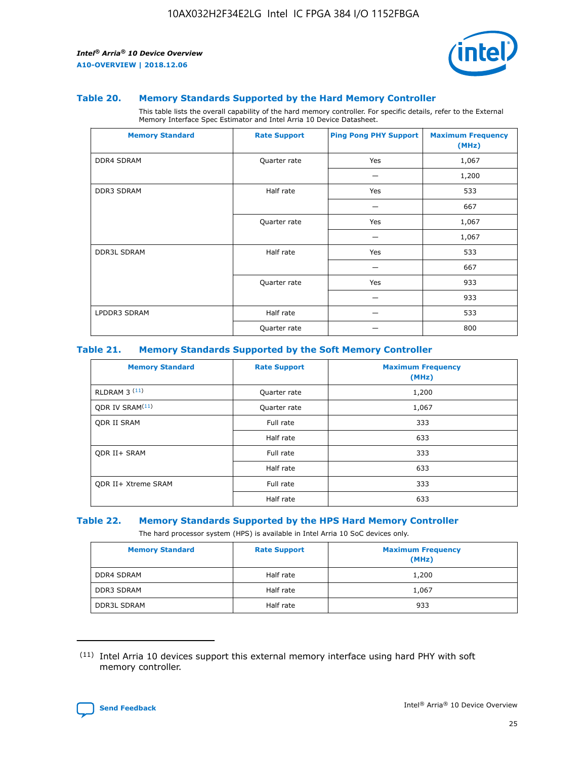#### Table 20. Memory Standards Supported by the Hard Memory Controller

This table lists the overall capability of the hard memory controller. For specific details, refer to the External Memory Interface Spec Estimator and Intel Arria 10 Device Datasheet.

| Memory Standard | Rate Support | Ping Pong PHY Support | Maximum Frequency (MHz) |
|---|---|---|---|
| DDR4 SDRAM | Quarter rate | Yes | 1,067 |
| | | — | 1,200 |
| DDR3 SDRAM | Half rate | Yes | 533 |
| | | — | 667 |
| | Quarter rate | Yes | 1,067 |
| | | — | 1,067 |
| DDR3L SDRAM | Half rate | Yes | 533 |
| | | — | 667 |
| | Quarter rate | Yes | 933 |
| | | — | 933 |
| LPDDR3 SDRAM | Half rate | — | 533 |
| | Quarter rate | — | 800 |

#### Table 21. Memory Standards Supported by the Soft Memory Controller

| Memory Standard | Rate Support | Maximum Frequency (MHz) |
|---|---|---|
| RLDRAM 3 (11) | Quarter rate | 1,200 |
| QDR IV SRAM(11) | Quarter rate | 1,067 |
| QDR II SRAM | Full rate | 333 |
| | Half rate | 633 |
| QDR II+ SRAM | Full rate | 333 |
| | Half rate | 633 |
| QDR II+ Xtreme SRAM | Full rate | 333 |
| | Half rate | 633 |

#### Table 22. Memory Standards Supported by the HPS Hard Memory Controller

The hard processor system (HPS) is available in Intel Arria 10 SoC devices only.

| Memory Standard | Rate Support | Maximum Frequency (MHz) |
|---|---|---|
| DDR4 SDRAM | Half rate | 1,200 |
| DDR3 SDRAM | Half rate | 1,067 |
| DDR3L SDRAM | Half rate | 933 |

(11) Intel Arria 10 devices support this external memory interface using hard PHY with soft memory controller.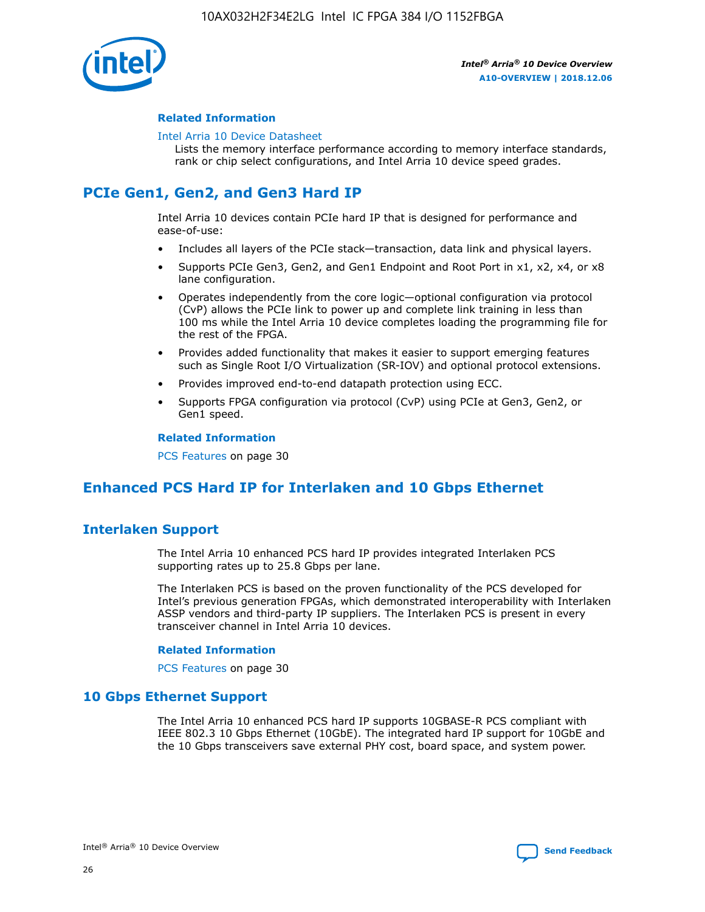#### Related Information

Intel Arria 10 Device Datasheet
Lists the memory interface performance according to memory interface standards, rank or chip select configurations, and Intel Arria 10 device speed grades.

## PCIe Gen1, Gen2, and Gen3 Hard IP

Intel Arria 10 devices contain PCIe hard IP that is designed for performance and ease-of-use:

- Includes all layers of the PCIe stack—transaction, data link and physical layers.
- Supports PCIe Gen3, Gen2, and Gen1 Endpoint and Root Port in x1, x2, x4, or x8 lane configuration.
- Operates independently from the core logic—optional configuration via protocol (CvP) allows the PCIe link to power up and complete link training in less than 100 ms while the Intel Arria 10 device completes loading the programming file for the rest of the FPGA.
- Provides added functionality that makes it easier to support emerging features such as Single Root I/O Virtualization (SR-IOV) and optional protocol extensions.
- Provides improved end-to-end datapath protection using ECC.
- Supports FPGA configuration via protocol (CvP) using PCIe at Gen3, Gen2, or Gen1 speed.

#### Related Information

PCS Features on page 30

## Enhanced PCS Hard IP for Interlaken and 10 Gbps Ethernet

### Interlaken Support

The Intel Arria 10 enhanced PCS hard IP provides integrated Interlaken PCS supporting rates up to 25.8 Gbps per lane.

The Interlaken PCS is based on the proven functionality of the PCS developed for Intel's previous generation FPGAs, which demonstrated interoperability with Interlaken ASSP vendors and third-party IP suppliers. The Interlaken PCS is present in every transceiver channel in Intel Arria 10 devices.

#### Related Information

PCS Features on page 30

### 10 Gbps Ethernet Support

The Intel Arria 10 enhanced PCS hard IP supports 10GBASE-R PCS compliant with IEEE 802.3 10 Gbps Ethernet (10GbE). The integrated hard IP support for 10GbE and the 10 Gbps transceivers save external PHY cost, board space, and system power.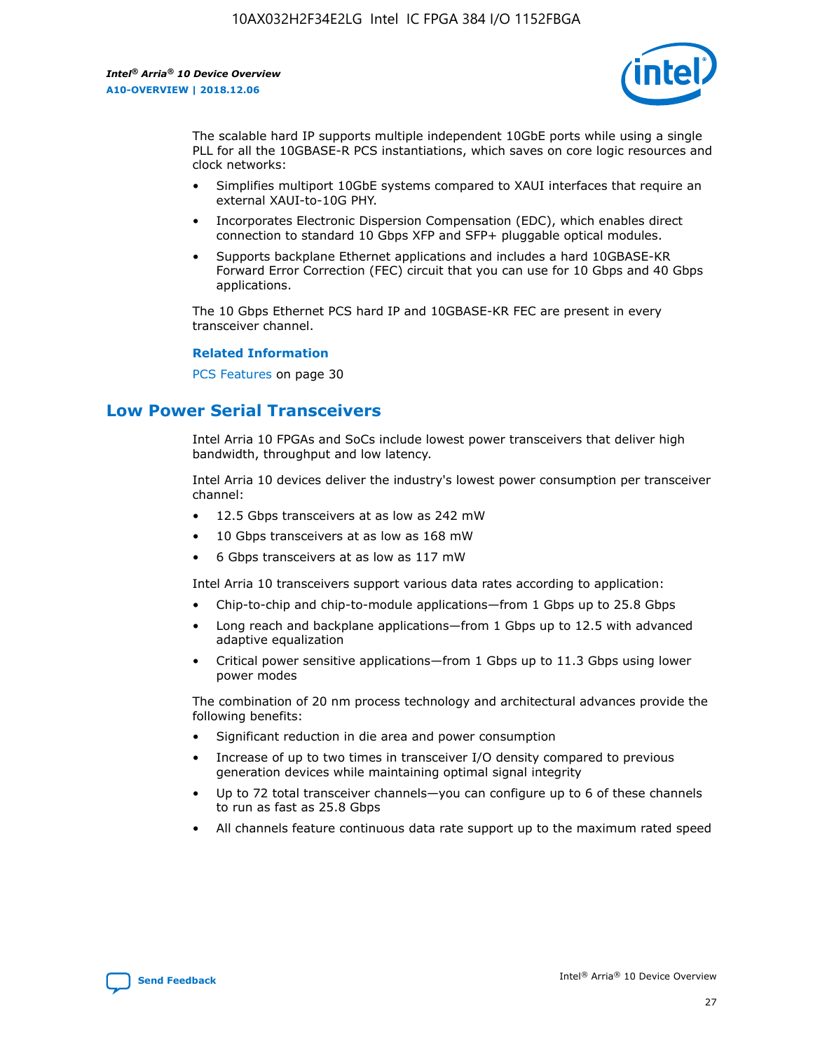The scalable hard IP supports multiple independent 10GbE ports while using a single PLL for all the 10GBASE-R PCS instantiations, which saves on core logic resources and clock networks:

- Simplifies multiport 10GbE systems compared to XAUI interfaces that require an external XAUI-to-10G PHY.
- Incorporates Electronic Dispersion Compensation (EDC), which enables direct connection to standard 10 Gbps XFP and SFP+ pluggable optical modules.
- Supports backplane Ethernet applications and includes a hard 10GBASE-KR Forward Error Correction (FEC) circuit that you can use for 10 Gbps and 40 Gbps applications.

The 10 Gbps Ethernet PCS hard IP and 10GBASE-KR FEC are present in every transceiver channel.

**Related Information**

PCS Features on page 30

## Low Power Serial Transceivers

Intel Arria 10 FPGAs and SoCs include lowest power transceivers that deliver high bandwidth, throughput and low latency.

Intel Arria 10 devices deliver the industry's lowest power consumption per transceiver channel:

- 12.5 Gbps transceivers at as low as 242 mW
- 10 Gbps transceivers at as low as 168 mW
- 6 Gbps transceivers at as low as 117 mW

Intel Arria 10 transceivers support various data rates according to application:

- Chip-to-chip and chip-to-module applications—from 1 Gbps up to 25.8 Gbps
- Long reach and backplane applications—from 1 Gbps up to 12.5 with advanced adaptive equalization
- Critical power sensitive applications—from 1 Gbps up to 11.3 Gbps using lower power modes

The combination of 20 nm process technology and architectural advances provide the following benefits:

- Significant reduction in die area and power consumption
- Increase of up to two times in transceiver I/O density compared to previous generation devices while maintaining optimal signal integrity
- Up to 72 total transceiver channels—you can configure up to 6 of these channels to run as fast as 25.8 Gbps
- All channels feature continuous data rate support up to the maximum rated speed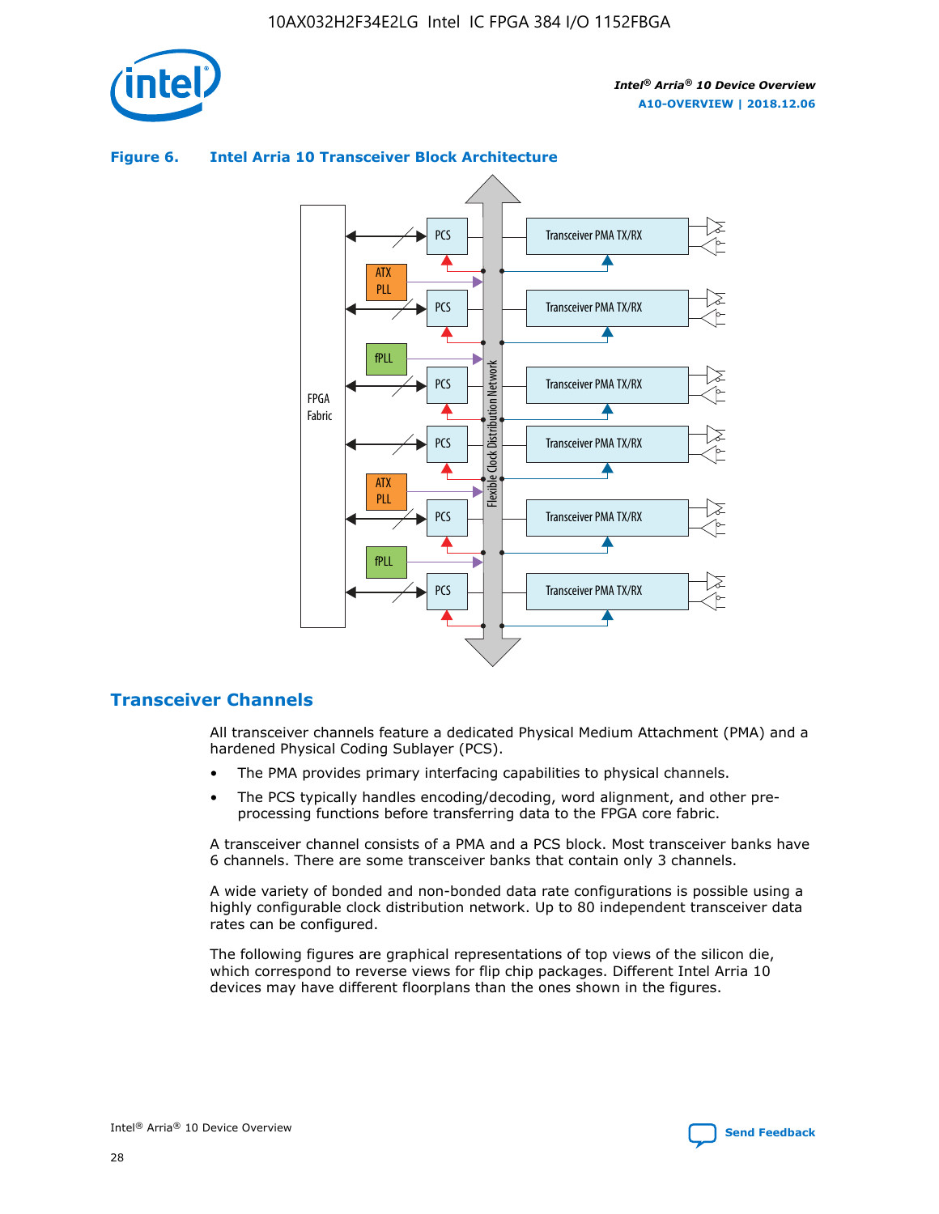**Figure 6. Intel Arria 10 Transceiver Block Architecture**

## Transceiver Channels

All transceiver channels feature a dedicated Physical Medium Attachment (PMA) and a hardened Physical Coding Sublayer (PCS).

- The PMA provides primary interfacing capabilities to physical channels.
- The PCS typically handles encoding/decoding, word alignment, and other pre-processing functions before transferring data to the FPGA core fabric.

A transceiver channel consists of a PMA and a PCS block. Most transceiver banks have 6 channels. There are some transceiver banks that contain only 3 channels.

A wide variety of bonded and non-bonded data rate configurations is possible using a highly configurable clock distribution network. Up to 80 independent transceiver data rates can be configured.

The following figures are graphical representations of top views of the silicon die, which correspond to reverse views for flip chip packages. Different Intel Arria 10 devices may have different floorplans than the ones shown in the figures.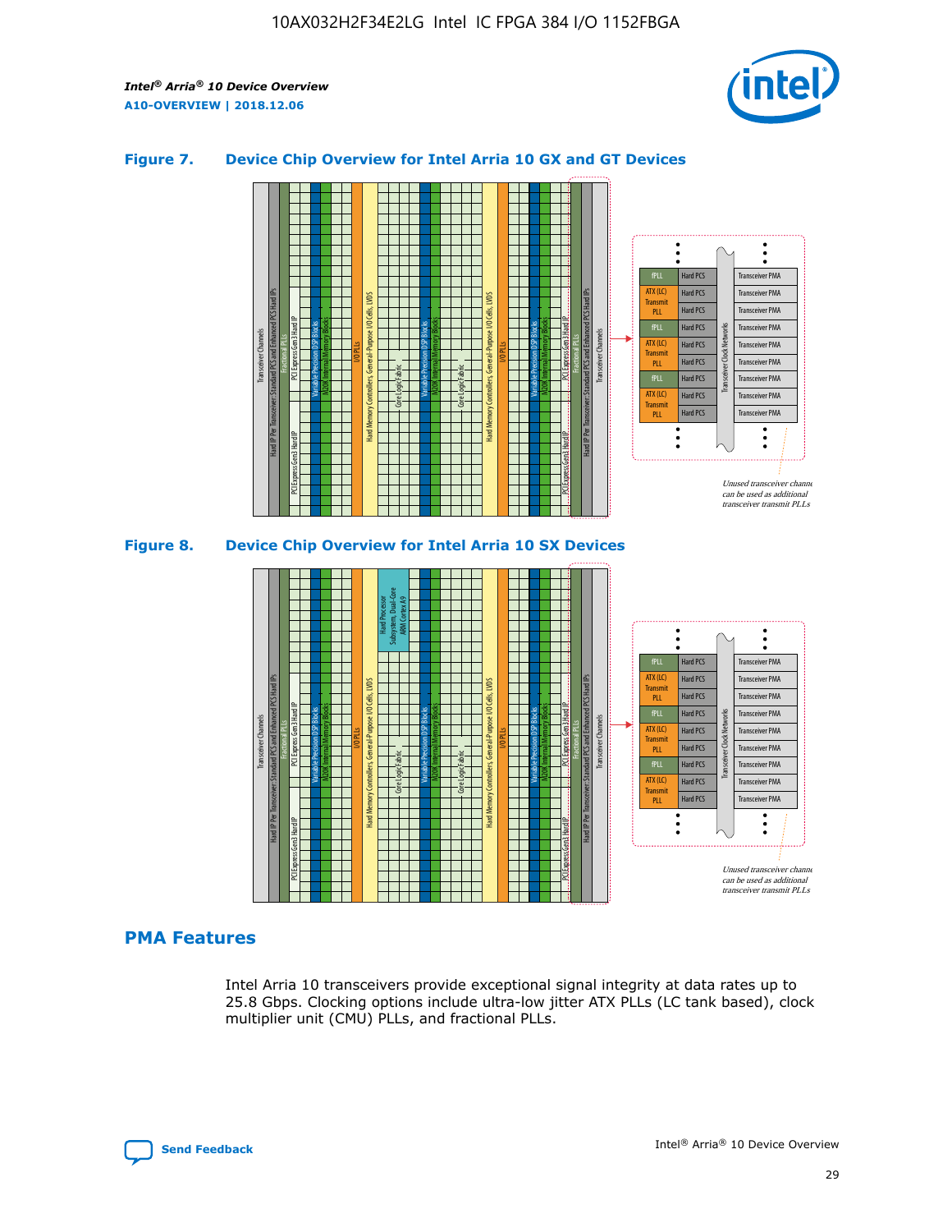**Figure 7. Device Chip Overview for Intel Arria 10 GX and GT Devices**

**Figure 8. Device Chip Overview for Intel Arria 10 SX Devices**

## PMA Features

Intel Arria 10 transceivers provide exceptional signal integrity at data rates up to 25.8 Gbps. Clocking options include ultra-low jitter ATX PLLs (LC tank based), clock multiplier unit (CMU) PLLs, and fractional PLLs.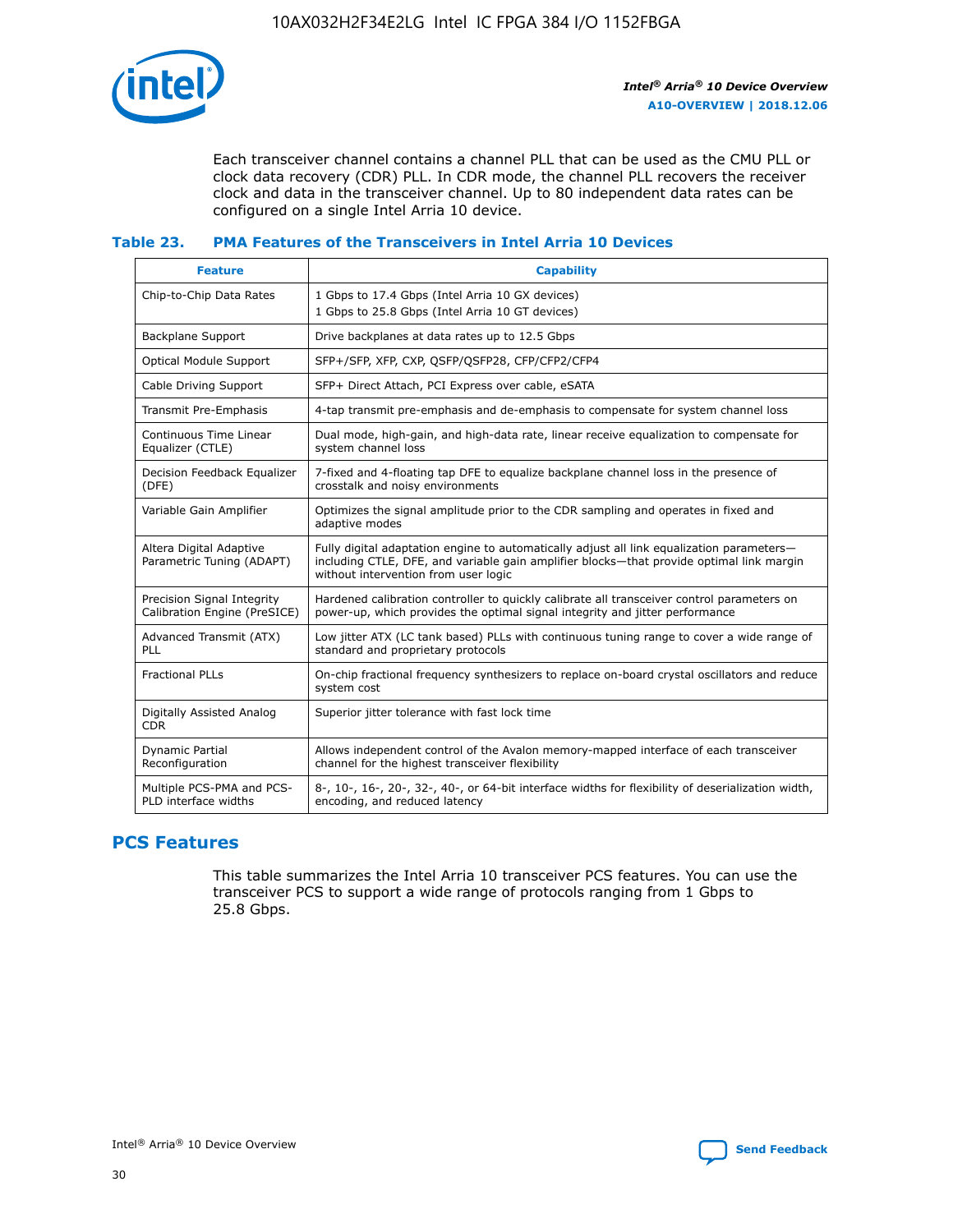Each transceiver channel contains a channel PLL that can be used as the CMU PLL or clock data recovery (CDR) PLL. In CDR mode, the channel PLL recovers the receiver clock and data in the transceiver channel. Up to 80 independent data rates can be configured on a single Intel Arria 10 device.

### Table 23. PMA Features of the Transceivers in Intel Arria 10 Devices

| Feature | Capability |
| --- | --- |
| Chip-to-Chip Data Rates | 1 Gbps to 17.4 Gbps (Intel Arria 10 GX devices)<br>1 Gbps to 25.8 Gbps (Intel Arria 10 GT devices) |
| Backplane Support | Drive backplanes at data rates up to 12.5 Gbps |
| Optical Module Support | SFP+/SFP, XFP, CXP, QSFP/QSFP28, CFP/CFP2/CFP4 |
| Cable Driving Support | SFP+ Direct Attach, PCI Express over cable, eSATA |
| Transmit Pre-Emphasis | 4-tap transmit pre-emphasis and de-emphasis to compensate for system channel loss |
| Continuous Time Linear Equalizer (CTLE) | Dual mode, high-gain, and high-data rate, linear receive equalization to compensate for system channel loss |
| Decision Feedback Equalizer (DFE) | 7-fixed and 4-floating tap DFE to equalize backplane channel loss in the presence of crosstalk and noisy environments |
| Variable Gain Amplifier | Optimizes the signal amplitude prior to the CDR sampling and operates in fixed and adaptive modes |
| Altera Digital Adaptive Parametric Tuning (ADAPT) | Fully digital adaptation engine to automatically adjust all link equalization parameters—including CTLE, DFE, and variable gain amplifier blocks—that provide optimal link margin without intervention from user logic |
| Precision Signal Integrity Calibration Engine (PreSICE) | Hardened calibration controller to quickly calibrate all transceiver control parameters on power-up, which provides the optimal signal integrity and jitter performance |
| Advanced Transmit (ATX) PLL | Low jitter ATX (LC tank based) PLLs with continuous tuning range to cover a wide range of standard and proprietary protocols |
| Fractional PLLs | On-chip fractional frequency synthesizers to replace on-board crystal oscillators and reduce system cost |
| Digitally Assisted Analog CDR | Superior jitter tolerance with fast lock time |
| Dynamic Partial Reconfiguration | Allows independent control of the Avalon memory-mapped interface of each transceiver channel for the highest transceiver flexibility |
| Multiple PCS-PMA and PCS-PLD interface widths | 8-, 10-, 16-, 20-, 32-, 40-, or 64-bit interface widths for flexibility of deserialization width, encoding, and reduced latency |

## PCS Features

This table summarizes the Intel Arria 10 transceiver PCS features. You can use the transceiver PCS to support a wide range of protocols ranging from 1 Gbps to 25.8 Gbps.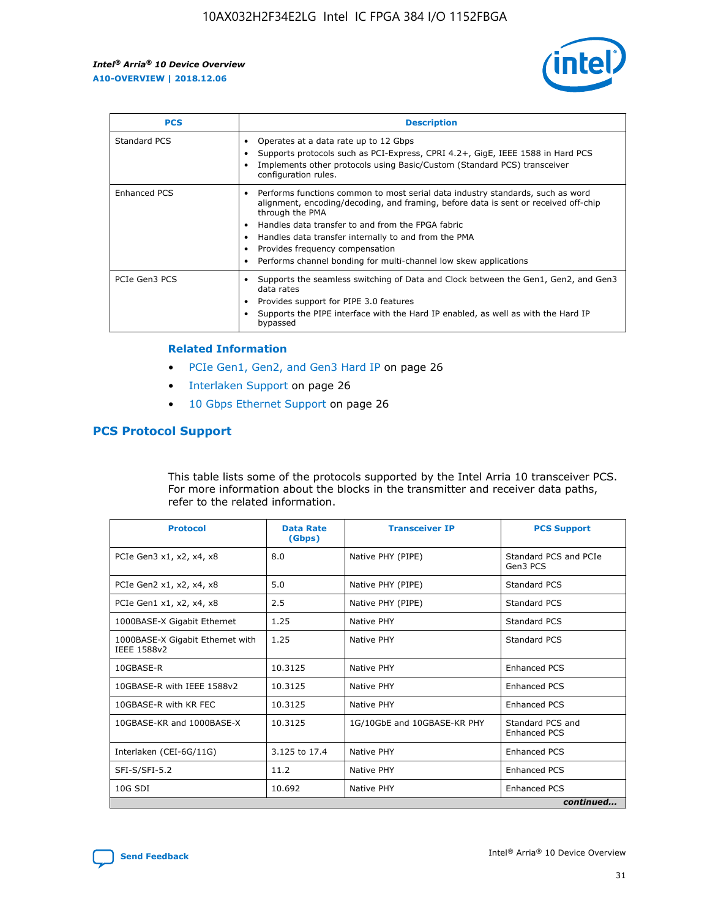| PCS | Description |
| --- | --- |
| Standard PCS | • Operates at a data rate up to 12 Gbps<br>• Supports protocols such as PCI-Express, CPRI 4.2+, GigE, IEEE 1588 in Hard PCS<br>• Implements other protocols using Basic/Custom (Standard PCS) transceiver configuration rules. |
| Enhanced PCS | • Performs functions common to most serial data industry standards, such as word alignment, encoding/decoding, and framing, before data is sent or received off-chip through the PMA<br>• Handles data transfer to and from the FPGA fabric<br>• Handles data transfer internally to and from the PMA<br>• Provides frequency compensation<br>• Performs channel bonding for multi-channel low skew applications |
| PCIe Gen3 PCS | • Supports the seamless switching of Data and Clock between the Gen1, Gen2, and Gen3 data rates<br>• Provides support for PIPE 3.0 features<br>• Supports the PIPE interface with the Hard IP enabled, as well as with the Hard IP bypassed |

**Related Information**

- PCIe Gen1, Gen2, and Gen3 Hard IP on page 26
- Interlaken Support on page 26
- 10 Gbps Ethernet Support on page 26

## PCS Protocol Support

This table lists some of the protocols supported by the Intel Arria 10 transceiver PCS. For more information about the blocks in the transmitter and receiver data paths, refer to the related information.

| Protocol | Data Rate (Gbps) | Transceiver IP | PCS Support |
| --- | --- | --- | --- |
| PCIe Gen3 x1, x2, x4, x8 | 8.0 | Native PHY (PIPE) | Standard PCS and PCIe Gen3 PCS |
| PCIe Gen2 x1, x2, x4, x8 | 5.0 | Native PHY (PIPE) | Standard PCS |
| PCIe Gen1 x1, x2, x4, x8 | 2.5 | Native PHY (PIPE) | Standard PCS |
| 1000BASE-X Gigabit Ethernet | 1.25 | Native PHY | Standard PCS |
| 1000BASE-X Gigabit Ethernet with IEEE 1588v2 | 1.25 | Native PHY | Standard PCS |
| 10GBASE-R | 10.3125 | Native PHY | Enhanced PCS |
| 10GBASE-R with IEEE 1588v2 | 10.3125 | Native PHY | Enhanced PCS |
| 10GBASE-R with KR FEC | 10.3125 | Native PHY | Enhanced PCS |
| 10GBASE-KR and 1000BASE-X | 10.3125 | 1G/10GbE and 10GBASE-KR PHY | Standard PCS and Enhanced PCS |
| Interlaken (CEI-6G/11G) | 3.125 to 17.4 | Native PHY | Enhanced PCS |
| SFI-S/SFI-5.2 | 11.2 | Native PHY | Enhanced PCS |
| 10G SDI | 10.692 | Native PHY | Enhanced PCS |

*continued...*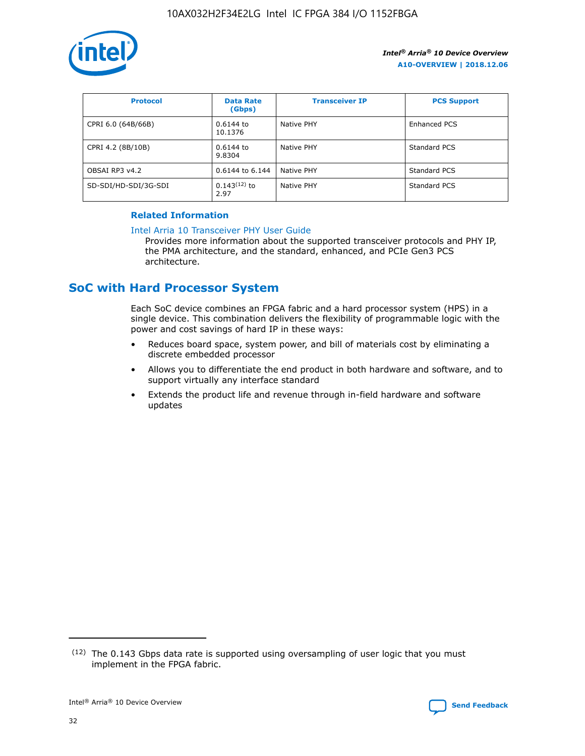| Protocol | Data Rate (Gbps) | Transceiver IP | PCS Support |
| --- | --- | --- | --- |
| CPRI 6.0 (64B/66B) | 0.6144 to 10.1376 | Native PHY | Enhanced PCS |
| CPRI 4.2 (8B/10B) | 0.6144 to 9.8304 | Native PHY | Standard PCS |
| OBSAI RP3 v4.2 | 0.6144 to 6.144 | Native PHY | Standard PCS |
| SD-SDI/HD-SDI/3G-SDI | 0.143[12] to 2.97 | Native PHY | Standard PCS |

**Related Information**

Intel Arria 10 Transceiver PHY User Guide
Provides more information about the supported transceiver protocols and PHY IP, the PMA architecture, and the standard, enhanced, and PCIe Gen3 PCS architecture.

## SoC with Hard Processor System

Each SoC device combines an FPGA fabric and a hard processor system (HPS) in a single device. This combination delivers the flexibility of programmable logic with the power and cost savings of hard IP in these ways:

- Reduces board space, system power, and bill of materials cost by eliminating a discrete embedded processor
- Allows you to differentiate the end product in both hardware and software, and to support virtually any interface standard
- Extends the product life and revenue through in-field hardware and software updates

[12] The 0.143 Gbps data rate is supported using oversampling of user logic that you must implement in the FPGA fabric.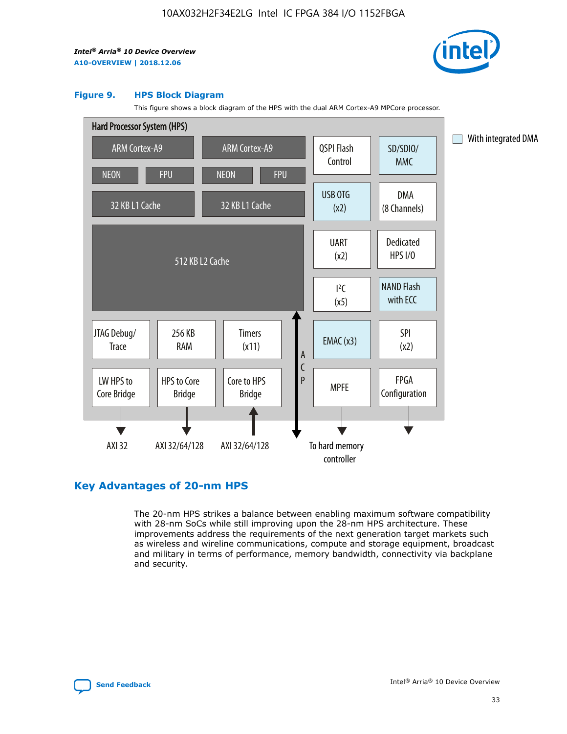**Figure 9. HPS Block Diagram**

This figure shows a block diagram of the HPS with the dual ARM Cortex-A9 MPCore processor.

Hard Processor System (HPS)

- ARM Cortex-A9 (NEON, FPU, 32 KB L1 Cache)
- ARM Cortex-A9 (NEON, FPU, 32 KB L1 Cache)
- 512 KB L2 Cache
- QSPI Flash Control
- SD/SDIO/MMC
- USB OTG (x2)
- DMA (8 Channels)
- UART (x2)
- Dedicated HPS I/O
- I²C (x5)
- NAND Flash with ECC
- JTAG Debug/Trace
- 256 KB RAM
- Timers (x11)
- EMAC (x3)
- SPI (x2)
- LW HPS to Core Bridge — AXI 32
- HPS to Core Bridge — AXI 32/64/128
- Core to HPS Bridge — AXI 32/64/128
- ACP
- MPFE — To hard memory controller
- FPGA Configuration

With integrated DMA: SD/SDIO/MMC, USB OTG (x2), NAND Flash with ECC, EMAC (x3)

## Key Advantages of 20-nm HPS

The 20-nm HPS strikes a balance between enabling maximum software compatibility with 28-nm SoCs while still improving upon the 28-nm HPS architecture. These improvements address the requirements of the next generation target markets such as wireless and wireline communications, compute and storage equipment, broadcast and military in terms of performance, memory bandwidth, connectivity via backplane and security.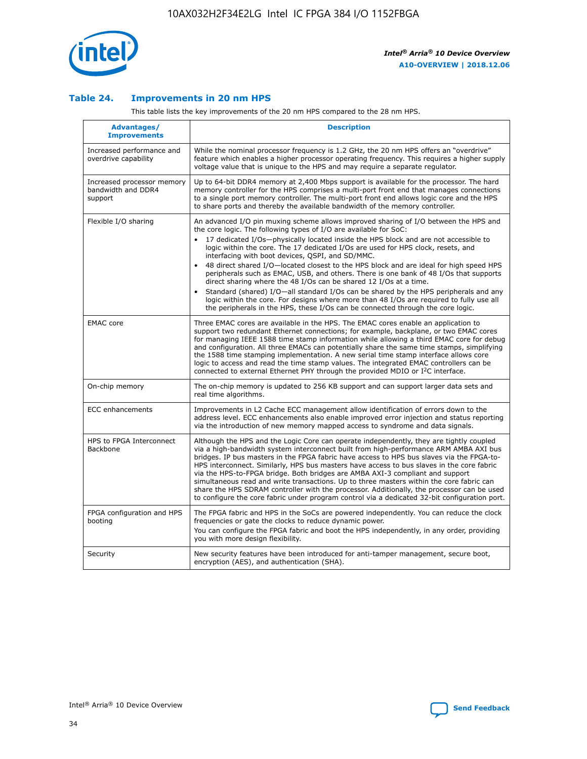### Table 24. Improvements in 20 nm HPS

This table lists the key improvements of the 20 nm HPS compared to the 28 nm HPS.

| Advantages/ Improvements | Description |
| --- | --- |
| Increased performance and overdrive capability | While the nominal processor frequency is 1.2 GHz, the 20 nm HPS offers an "overdrive" feature which enables a higher processor operating frequency. This requires a higher supply voltage value that is unique to the HPS and may require a separate regulator. |
| Increased processor memory bandwidth and DDR4 support | Up to 64-bit DDR4 memory at 2,400 Mbps support is available for the processor. The hard memory controller for the HPS comprises a multi-port front end that manages connections to a single port memory controller. The multi-port front end allows logic core and the HPS to share ports and thereby the available bandwidth of the memory controller. |
| Flexible I/O sharing | An advanced I/O pin muxing scheme allows improved sharing of I/O between the HPS and the core logic. The following types of I/O are available for SoC:<br>• 17 dedicated I/Os—physically located inside the HPS block and are not accessible to logic within the core. The 17 dedicated I/Os are used for HPS clock, resets, and interfacing with boot devices, QSPI, and SD/MMC.<br>• 48 direct shared I/O—located closest to the HPS block and are ideal for high speed HPS peripherals such as EMAC, USB, and others. There is one bank of 48 I/Os that supports direct sharing where the 48 I/Os can be shared 12 I/Os at a time.<br>• Standard (shared) I/O—all standard I/Os can be shared by the HPS peripherals and any logic within the core. For designs where more than 48 I/Os are required to fully use all the peripherals in the HPS, these I/Os can be connected through the core logic. |
| EMAC core | Three EMAC cores are available in the HPS. The EMAC cores enable an application to support two redundant Ethernet connections; for example, backplane, or two EMAC cores for managing IEEE 1588 time stamp information while allowing a third EMAC core for debug and configuration. All three EMACs can potentially share the same time stamps, simplifying the 1588 time stamping implementation. A new serial time stamp interface allows core logic to access and read the time stamp values. The integrated EMAC controllers can be connected to external Ethernet PHY through the provided MDIO or I²C interface. |
| On-chip memory | The on-chip memory is updated to 256 KB support and can support larger data sets and real time algorithms. |
| ECC enhancements | Improvements in L2 Cache ECC management allow identification of errors down to the address level. ECC enhancements also enable improved error injection and status reporting via the introduction of new memory mapped access to syndrome and data signals. |
| HPS to FPGA Interconnect Backbone | Although the HPS and the Logic Core can operate independently, they are tightly coupled via a high-bandwidth system interconnect built from high-performance ARM AMBA AXI bus bridges. IP bus masters in the FPGA fabric have access to HPS bus slaves via the FPGA-to-HPS interconnect. Similarly, HPS bus masters have access to bus slaves in the core fabric via the HPS-to-FPGA bridge. Both bridges are AMBA AXI-3 compliant and support simultaneous read and write transactions. Up to three masters within the core fabric can share the HPS SDRAM controller with the processor. Additionally, the processor can be used to configure the core fabric under program control via a dedicated 32-bit configuration port. |
| FPGA configuration and HPS booting | The FPGA fabric and HPS in the SoCs are powered independently. You can reduce the clock frequencies or gate the clocks to reduce dynamic power.<br>You can configure the FPGA fabric and boot the HPS independently, in any order, providing you with more design flexibility. |
| Security | New security features have been introduced for anti-tamper management, secure boot, encryption (AES), and authentication (SHA). |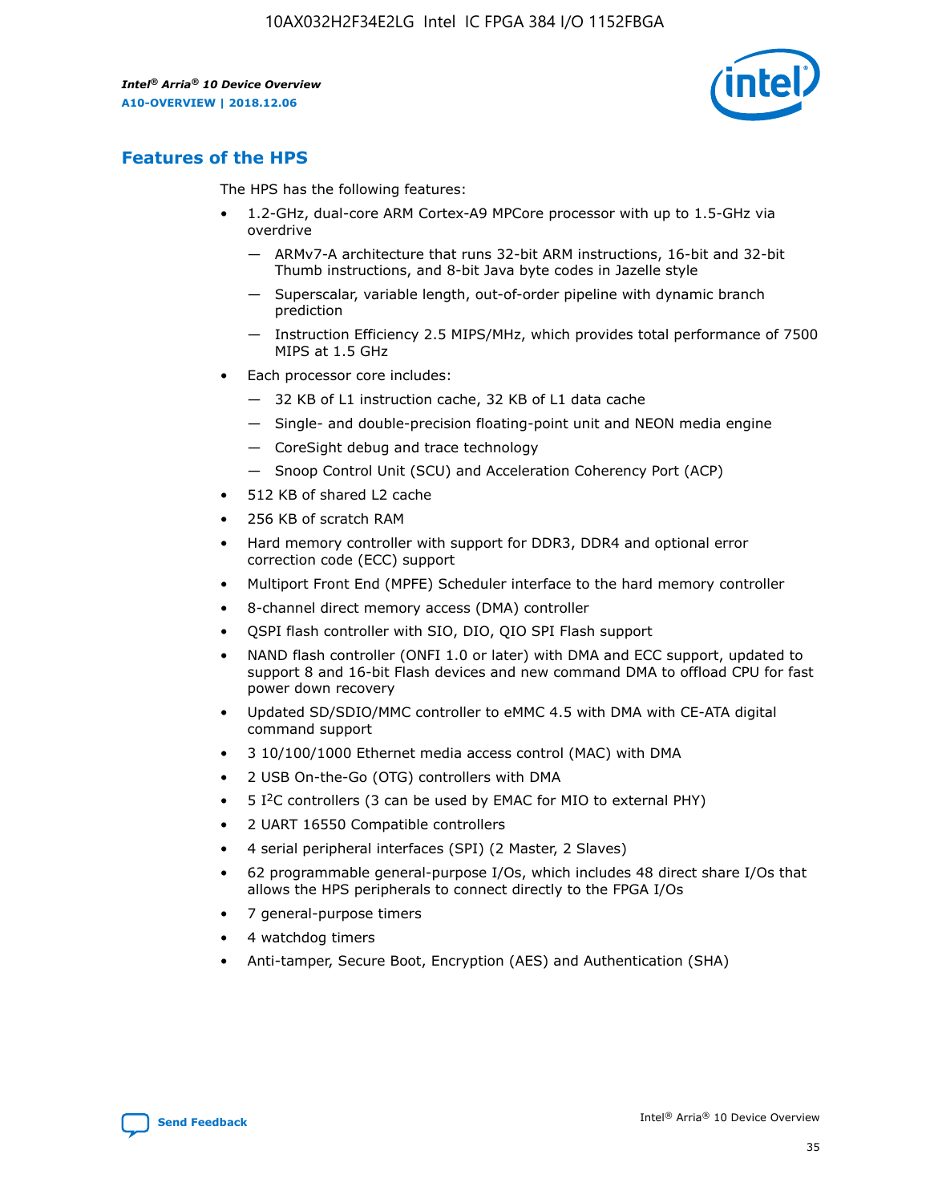## Features of the HPS

The HPS has the following features:

- 1.2-GHz, dual-core ARM Cortex-A9 MPCore processor with up to 1.5-GHz via overdrive
  - — ARMv7-A architecture that runs 32-bit ARM instructions, 16-bit and 32-bit Thumb instructions, and 8-bit Java byte codes in Jazelle style
  - — Superscalar, variable length, out-of-order pipeline with dynamic branch prediction
  - — Instruction Efficiency 2.5 MIPS/MHz, which provides total performance of 7500 MIPS at 1.5 GHz
- Each processor core includes:
  - — 32 KB of L1 instruction cache, 32 KB of L1 data cache
  - — Single- and double-precision floating-point unit and NEON media engine
  - — CoreSight debug and trace technology
  - — Snoop Control Unit (SCU) and Acceleration Coherency Port (ACP)
- 512 KB of shared L2 cache
- 256 KB of scratch RAM
- Hard memory controller with support for DDR3, DDR4 and optional error correction code (ECC) support
- Multiport Front End (MPFE) Scheduler interface to the hard memory controller
- 8-channel direct memory access (DMA) controller
- QSPI flash controller with SIO, DIO, QIO SPI Flash support
- NAND flash controller (ONFI 1.0 or later) with DMA and ECC support, updated to support 8 and 16-bit Flash devices and new command DMA to offload CPU for fast power down recovery
- Updated SD/SDIO/MMC controller to eMMC 4.5 with DMA with CE-ATA digital command support
- 3 10/100/1000 Ethernet media access control (MAC) with DMA
- 2 USB On-the-Go (OTG) controllers with DMA
- 5 I²C controllers (3 can be used by EMAC for MIO to external PHY)
- 2 UART 16550 Compatible controllers
- 4 serial peripheral interfaces (SPI) (2 Master, 2 Slaves)
- 62 programmable general-purpose I/Os, which includes 48 direct share I/Os that allows the HPS peripherals to connect directly to the FPGA I/Os
- 7 general-purpose timers
- 4 watchdog timers
- Anti-tamper, Secure Boot, Encryption (AES) and Authentication (SHA)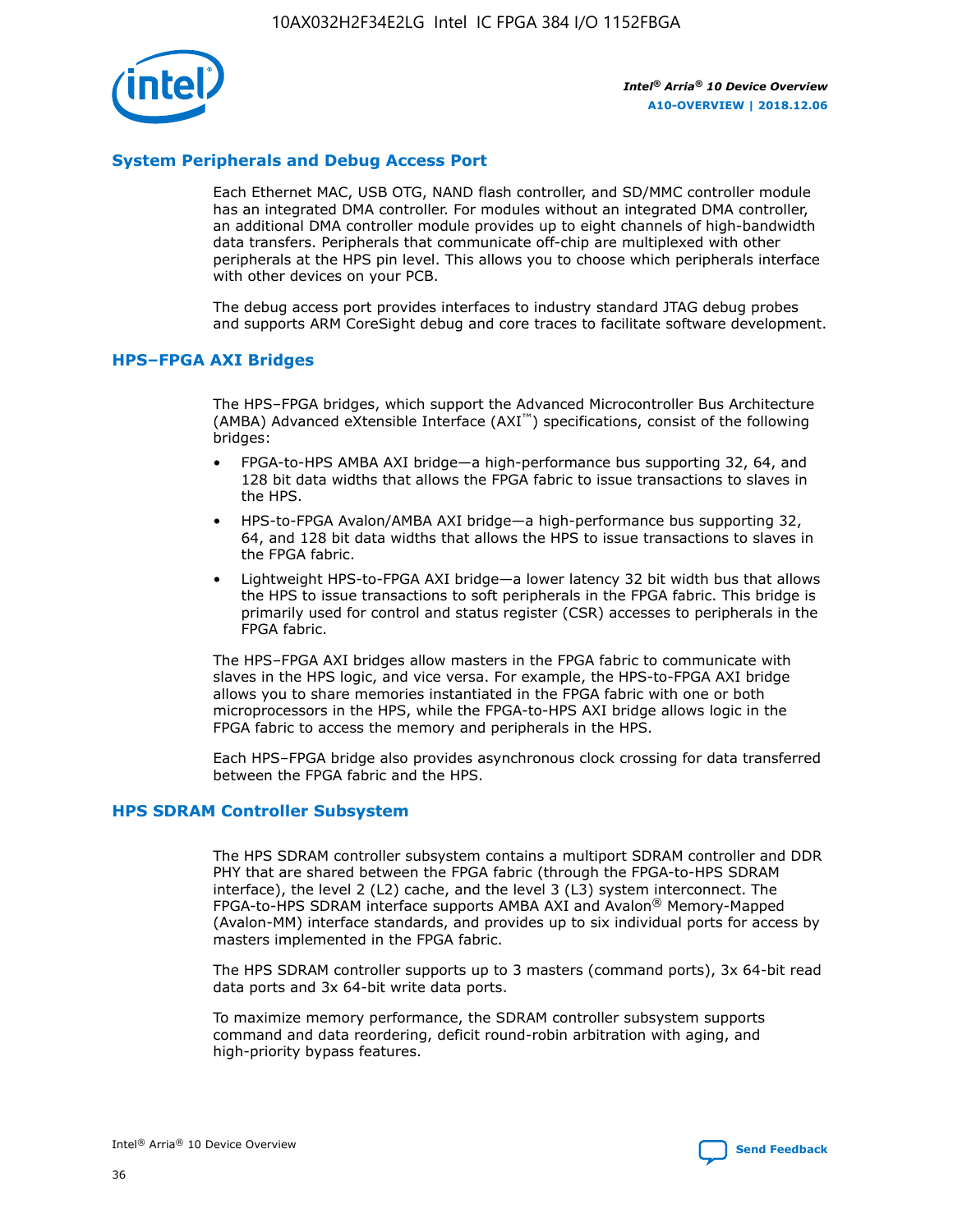## System Peripherals and Debug Access Port

Each Ethernet MAC, USB OTG, NAND flash controller, and SD/MMC controller module has an integrated DMA controller. For modules without an integrated DMA controller, an additional DMA controller module provides up to eight channels of high-bandwidth data transfers. Peripherals that communicate off-chip are multiplexed with other peripherals at the HPS pin level. This allows you to choose which peripherals interface with other devices on your PCB.

The debug access port provides interfaces to industry standard JTAG debug probes and supports ARM CoreSight debug and core traces to facilitate software development.

## HPS–FPGA AXI Bridges

The HPS–FPGA bridges, which support the Advanced Microcontroller Bus Architecture (AMBA) Advanced eXtensible Interface (AXI™) specifications, consist of the following bridges:

- FPGA-to-HPS AMBA AXI bridge—a high-performance bus supporting 32, 64, and 128 bit data widths that allows the FPGA fabric to issue transactions to slaves in the HPS.
- HPS-to-FPGA Avalon/AMBA AXI bridge—a high-performance bus supporting 32, 64, and 128 bit data widths that allows the HPS to issue transactions to slaves in the FPGA fabric.
- Lightweight HPS-to-FPGA AXI bridge—a lower latency 32 bit width bus that allows the HPS to issue transactions to soft peripherals in the FPGA fabric. This bridge is primarily used for control and status register (CSR) accesses to peripherals in the FPGA fabric.

The HPS–FPGA AXI bridges allow masters in the FPGA fabric to communicate with slaves in the HPS logic, and vice versa. For example, the HPS-to-FPGA AXI bridge allows you to share memories instantiated in the FPGA fabric with one or both microprocessors in the HPS, while the FPGA-to-HPS AXI bridge allows logic in the FPGA fabric to access the memory and peripherals in the HPS.

Each HPS–FPGA bridge also provides asynchronous clock crossing for data transferred between the FPGA fabric and the HPS.

## HPS SDRAM Controller Subsystem

The HPS SDRAM controller subsystem contains a multiport SDRAM controller and DDR PHY that are shared between the FPGA fabric (through the FPGA-to-HPS SDRAM interface), the level 2 (L2) cache, and the level 3 (L3) system interconnect. The FPGA-to-HPS SDRAM interface supports AMBA AXI and Avalon® Memory-Mapped (Avalon-MM) interface standards, and provides up to six individual ports for access by masters implemented in the FPGA fabric.

The HPS SDRAM controller supports up to 3 masters (command ports), 3x 64-bit read data ports and 3x 64-bit write data ports.

To maximize memory performance, the SDRAM controller subsystem supports command and data reordering, deficit round-robin arbitration with aging, and high-priority bypass features.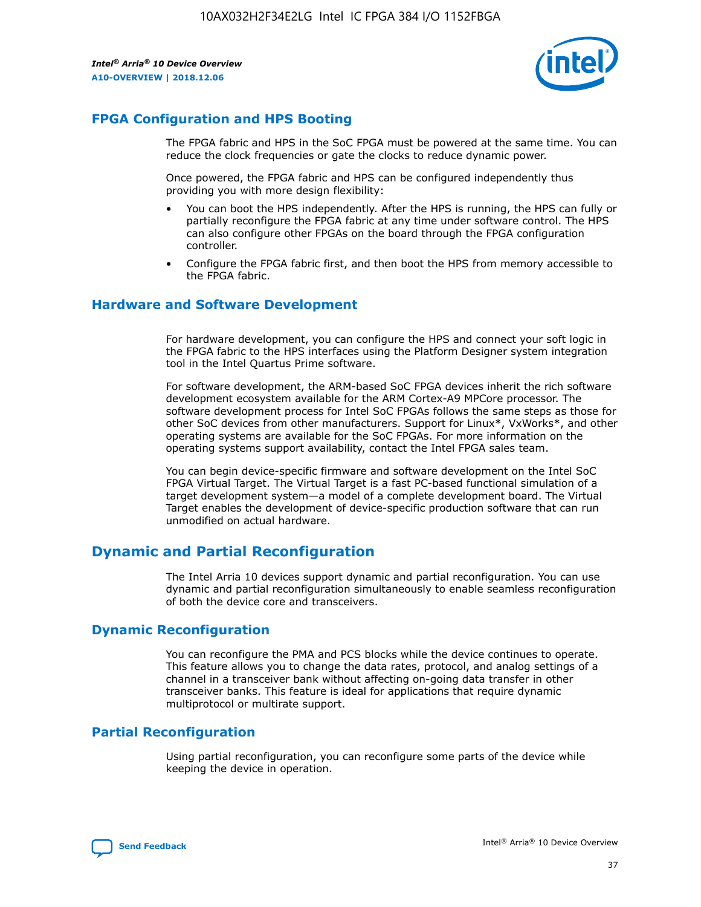## FPGA Configuration and HPS Booting

The FPGA fabric and HPS in the SoC FPGA must be powered at the same time. You can reduce the clock frequencies or gate the clocks to reduce dynamic power.

Once powered, the FPGA fabric and HPS can be configured independently thus providing you with more design flexibility:

- You can boot the HPS independently. After the HPS is running, the HPS can fully or partially reconfigure the FPGA fabric at any time under software control. The HPS can also configure other FPGAs on the board through the FPGA configuration controller.
- Configure the FPGA fabric first, and then boot the HPS from memory accessible to the FPGA fabric.

## Hardware and Software Development

For hardware development, you can configure the HPS and connect your soft logic in the FPGA fabric to the HPS interfaces using the Platform Designer system integration tool in the Intel Quartus Prime software.

For software development, the ARM-based SoC FPGA devices inherit the rich software development ecosystem available for the ARM Cortex-A9 MPCore processor. The software development process for Intel SoC FPGAs follows the same steps as those for other SoC devices from other manufacturers. Support for Linux*, VxWorks*, and other operating systems are available for the SoC FPGAs. For more information on the operating systems support availability, contact the Intel FPGA sales team.

You can begin device-specific firmware and software development on the Intel SoC FPGA Virtual Target. The Virtual Target is a fast PC-based functional simulation of a target development system—a model of a complete development board. The Virtual Target enables the development of device-specific production software that can run unmodified on actual hardware.

# Dynamic and Partial Reconfiguration

The Intel Arria 10 devices support dynamic and partial reconfiguration. You can use dynamic and partial reconfiguration simultaneously to enable seamless reconfiguration of both the device core and transceivers.

## Dynamic Reconfiguration

You can reconfigure the PMA and PCS blocks while the device continues to operate. This feature allows you to change the data rates, protocol, and analog settings of a channel in a transceiver bank without affecting on-going data transfer in other transceiver banks. This feature is ideal for applications that require dynamic multiprotocol or multirate support.

## Partial Reconfiguration

Using partial reconfiguration, you can reconfigure some parts of the device while keeping the device in operation.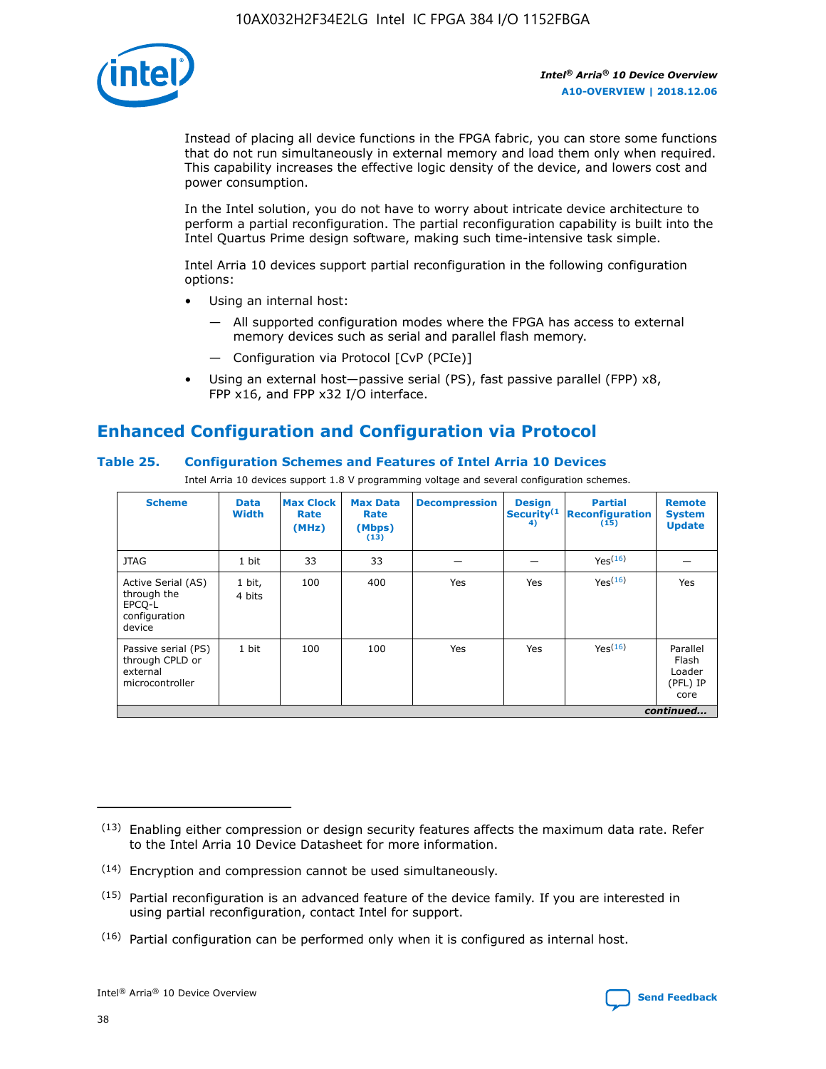Instead of placing all device functions in the FPGA fabric, you can store some functions that do not run simultaneously in external memory and load them only when required. This capability increases the effective logic density of the device, and lowers cost and power consumption.

In the Intel solution, you do not have to worry about intricate device architecture to perform a partial reconfiguration. The partial reconfiguration capability is built into the Intel Quartus Prime design software, making such time-intensive task simple.

Intel Arria 10 devices support partial reconfiguration in the following configuration options:

- Using an internal host:
  - — All supported configuration modes where the FPGA has access to external memory devices such as serial and parallel flash memory.
  - — Configuration via Protocol [CvP (PCIe)]
- Using an external host—passive serial (PS), fast passive parallel (FPP) x8, FPP x16, and FPP x32 I/O interface.

## Enhanced Configuration and Configuration via Protocol

### Table 25. Configuration Schemes and Features of Intel Arria 10 Devices

Intel Arria 10 devices support 1.8 V programming voltage and several configuration schemes.

| Scheme | Data Width | Max Clock Rate (MHz) | Max Data Rate (Mbps) (13) | Decompression | Design Security (14) | Partial Reconfiguration (15) | Remote System Update |
|---|---|---|---|---|---|---|---|
| JTAG | 1 bit | 33 | 33 | — | — | Yes (16) | — |
| Active Serial (AS) through the EPCQ-L configuration device | 1 bit, 4 bits | 100 | 400 | Yes | Yes | Yes (16) | Yes |
| Passive serial (PS) through CPLD or external microcontroller | 1 bit | 100 | 100 | Yes | Yes | Yes (16) | Parallel Flash Loader (PFL) IP core |

*continued...*

(13) Enabling either compression or design security features affects the maximum data rate. Refer to the Intel Arria 10 Device Datasheet for more information.

(14) Encryption and compression cannot be used simultaneously.

(15) Partial reconfiguration is an advanced feature of the device family. If you are interested in using partial reconfiguration, contact Intel for support.

(16) Partial configuration can be performed only when it is configured as internal host.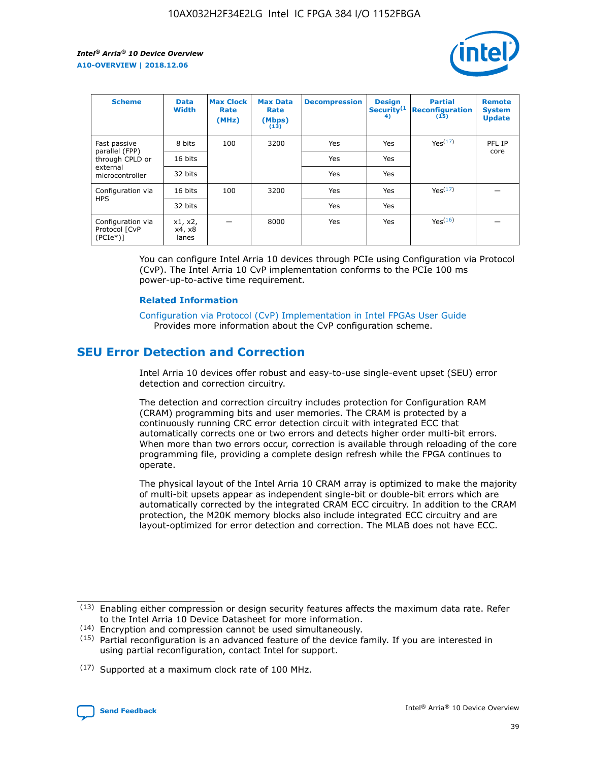| Scheme | Data Width | Max Clock Rate (MHz) | Max Data Rate (Mbps) (13) | Decompression | Design Security (14) | Partial Reconfiguration (15) | Remote System Update |
| --- | --- | --- | --- | --- | --- | --- | --- |
| Fast passive parallel (FPP) through CPLD or external microcontroller | 8 bits | 100 | 3200 | Yes | Yes | Yes(17) | PFL IP core |
| | 16 bits | | | Yes | Yes | | |
| | 32 bits | | | Yes | Yes | | |
| Configuration via HPS | 16 bits | 100 | 3200 | Yes | Yes | Yes(17) | — |
| | 32 bits | | | Yes | Yes | | |
| Configuration via Protocol [CvP (PCIe*)] | x1, x2, x4, x8 lanes | — | 8000 | Yes | Yes | Yes(16) | — |

You can configure Intel Arria 10 devices through PCIe using Configuration via Protocol (CvP). The Intel Arria 10 CvP implementation conforms to the PCIe 100 ms power-up-to-active time requirement.

**Related Information**

Configuration via Protocol (CvP) Implementation in Intel FPGAs User Guide
Provides more information about the CvP configuration scheme.

## SEU Error Detection and Correction

Intel Arria 10 devices offer robust and easy-to-use single-event upset (SEU) error detection and correction circuitry.

The detection and correction circuitry includes protection for Configuration RAM (CRAM) programming bits and user memories. The CRAM is protected by a continuously running CRC error detection circuit with integrated ECC that automatically corrects one or two errors and detects higher order multi-bit errors. When more than two errors occur, correction is available through reloading of the core programming file, providing a complete design refresh while the FPGA continues to operate.

The physical layout of the Intel Arria 10 CRAM array is optimized to make the majority of multi-bit upsets appear as independent single-bit or double-bit errors which are automatically corrected by the integrated CRAM ECC circuitry. In addition to the CRAM protection, the M20K memory blocks also include integrated ECC circuitry and are layout-optimized for error detection and correction. The MLAB does not have ECC.

(13) Enabling either compression or design security features affects the maximum data rate. Refer to the Intel Arria 10 Device Datasheet for more information.

(14) Encryption and compression cannot be used simultaneously.

(15) Partial reconfiguration is an advanced feature of the device family. If you are interested in using partial reconfiguration, contact Intel for support.

(17) Supported at a maximum clock rate of 100 MHz.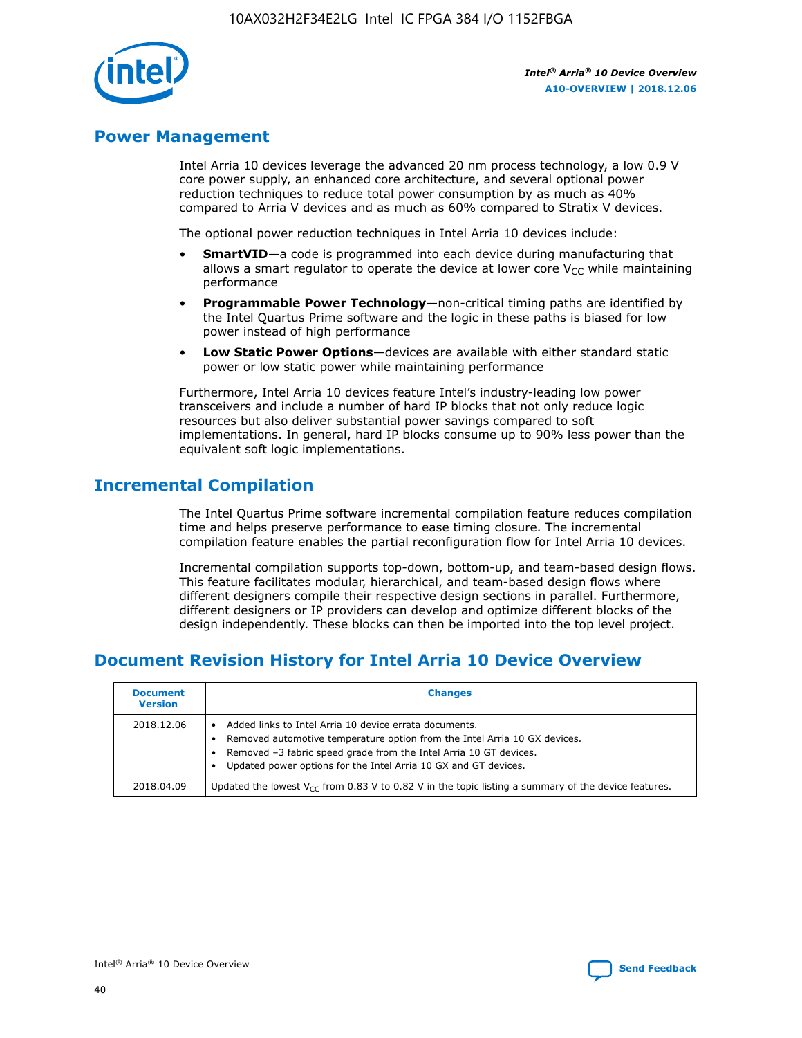## Power Management

Intel Arria 10 devices leverage the advanced 20 nm process technology, a low 0.9 V core power supply, an enhanced core architecture, and several optional power reduction techniques to reduce total power consumption by as much as 40% compared to Arria V devices and as much as 60% compared to Stratix V devices.

The optional power reduction techniques in Intel Arria 10 devices include:

- **SmartVID**—a code is programmed into each device during manufacturing that allows a smart regulator to operate the device at lower core $V_{CC}$ while maintaining performance
- **Programmable Power Technology**—non-critical timing paths are identified by the Intel Quartus Prime software and the logic in these paths is biased for low power instead of high performance
- **Low Static Power Options**—devices are available with either standard static power or low static power while maintaining performance

Furthermore, Intel Arria 10 devices feature Intel's industry-leading low power transceivers and include a number of hard IP blocks that not only reduce logic resources but also deliver substantial power savings compared to soft implementations. In general, hard IP blocks consume up to 90% less power than the equivalent soft logic implementations.

## Incremental Compilation

The Intel Quartus Prime software incremental compilation feature reduces compilation time and helps preserve performance to ease timing closure. The incremental compilation feature enables the partial reconfiguration flow for Intel Arria 10 devices.

Incremental compilation supports top-down, bottom-up, and team-based design flows. This feature facilitates modular, hierarchical, and team-based design flows where different designers compile their respective design sections in parallel. Furthermore, different designers or IP providers can develop and optimize different blocks of the design independently. These blocks can then be imported into the top level project.

## Document Revision History for Intel Arria 10 Device Overview

| Document Version | Changes |
| --- | --- |
| 2018.12.06 | • Added links to Intel Arria 10 device errata documents.<br>• Removed automotive temperature option from the Intel Arria 10 GX devices.<br>• Removed –3 fabric speed grade from the Intel Arria 10 GT devices.<br>• Updated power options for the Intel Arria 10 GX and GT devices. |
| 2018.04.09 | Updated the lowest $V_{CC}$ from 0.83 V to 0.82 V in the topic listing a summary of the device features. |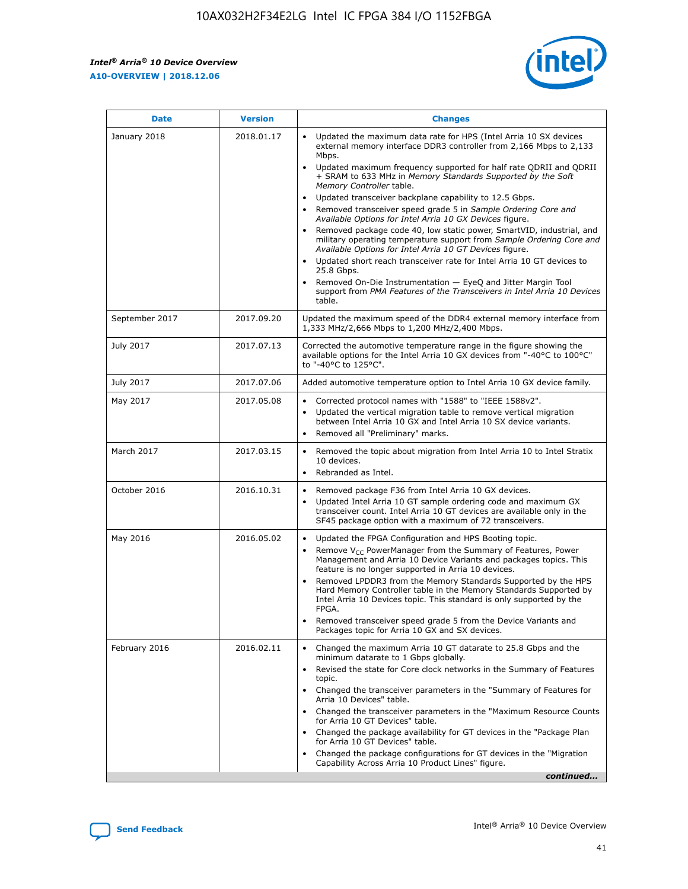| Date | Version | Changes |
| --- | --- | --- |
| January 2018 | 2018.01.17 | • Updated the maximum data rate for HPS (Intel Arria 10 SX devices external memory interface DDR3 controller from 2,166 Mbps to 2,133 Mbps.<br>• Updated maximum frequency supported for half rate QDRII and QDRII + SRAM to 633 MHz in *Memory Standards Supported by the Soft Memory Controller* table.<br>• Updated transceiver backplane capability to 12.5 Gbps.<br>• Removed transceiver speed grade 5 in *Sample Ordering Core and Available Options for Intel Arria 10 GX Devices* figure.<br>• Removed package code 40, low static power, SmartVID, industrial, and military operating temperature support from *Sample Ordering Core and Available Options for Intel Arria 10 GT Devices* figure.<br>• Updated short reach transceiver rate for Intel Arria 10 GT devices to 25.8 Gbps.<br>• Removed On-Die Instrumentation — EyeQ and Jitter Margin Tool support from *PMA Features of the Transceivers in Intel Arria 10 Devices* table. |
| September 2017 | 2017.09.20 | Updated the maximum speed of the DDR4 external memory interface from 1,333 MHz/2,666 Mbps to 1,200 MHz/2,400 Mbps. |
| July 2017 | 2017.07.13 | Corrected the automotive temperature range in the figure showing the available options for the Intel Arria 10 GX devices from "-40°C to 100°C" to "-40°C to 125°C". |
| July 2017 | 2017.07.06 | Added automotive temperature option to Intel Arria 10 GX device family. |
| May 2017 | 2017.05.08 | • Corrected protocol names with "1588" to "IEEE 1588v2".<br>• Updated the vertical migration table to remove vertical migration between Intel Arria 10 GX and Intel Arria 10 SX device variants.<br>• Removed all "Preliminary" marks. |
| March 2017 | 2017.03.15 | • Removed the topic about migration from Intel Arria 10 to Intel Stratix 10 devices.<br>• Rebranded as Intel. |
| October 2016 | 2016.10.31 | • Removed package F36 from Intel Arria 10 GX devices.<br>• Updated Intel Arria 10 GT sample ordering code and maximum GX transceiver count. Intel Arria 10 GT devices are available only in the SF45 package option with a maximum of 72 transceivers. |
| May 2016 | 2016.05.02 | • Updated the FPGA Configuration and HPS Booting topic.<br>• Remove $V_{CC}$ PowerManager from the Summary of Features, Power Management and Arria 10 Device Variants and packages topics. This feature is no longer supported in Arria 10 devices.<br>• Removed LPDDR3 from the Memory Standards Supported by the HPS Hard Memory Controller table in the Memory Standards Supported by Intel Arria 10 Devices topic. This standard is only supported by the FPGA.<br>• Removed transceiver speed grade 5 from the Device Variants and Packages topic for Arria 10 GX and SX devices. |
| February 2016 | 2016.02.11 | • Changed the maximum Arria 10 GT datarate to 25.8 Gbps and the minimum datarate to 1 Gbps globally.<br>• Revised the state for Core clock networks in the Summary of Features topic.<br>• Changed the transceiver parameters in the "Summary of Features for Arria 10 Devices" table.<br>• Changed the transceiver parameters in the "Maximum Resource Counts for Arria 10 GT Devices" table.<br>• Changed the package availability for GT devices in the "Package Plan for Arria 10 GT Devices" table.<br>• Changed the package configurations for GT devices in the "Migration Capability Across Arria 10 Product Lines" figure. |

*continued...*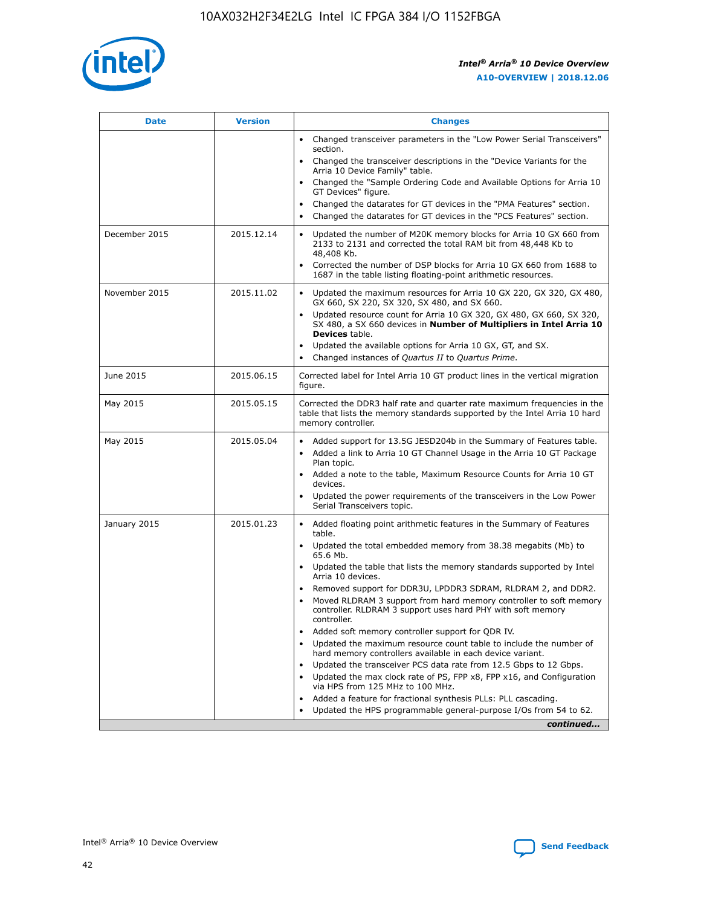| Date | Version | Changes |
| --- | --- | --- |
| | | • Changed transceiver parameters in the "Low Power Serial Transceivers" section.<br>• Changed the transceiver descriptions in the "Device Variants for the Arria 10 Device Family" table.<br>• Changed the "Sample Ordering Code and Available Options for Arria 10 GT Devices" figure.<br>• Changed the datarates for GT devices in the "PMA Features" section.<br>• Changed the datarates for GT devices in the "PCS Features" section. |
| December 2015 | 2015.12.14 | • Updated the number of M20K memory blocks for Arria 10 GX 660 from 2133 to 2131 and corrected the total RAM bit from 48,448 Kb to 48,408 Kb.<br>• Corrected the number of DSP blocks for Arria 10 GX 660 from 1688 to 1687 in the table listing floating-point arithmetic resources. |
| November 2015 | 2015.11.02 | • Updated the maximum resources for Arria 10 GX 220, GX 320, GX 480, GX 660, SX 220, SX 320, SX 480, and SX 660.<br>• Updated resource count for Arria 10 GX 320, GX 480, GX 660, SX 320, SX 480, a SX 660 devices in **Number of Multipliers in Intel Arria 10 Devices** table.<br>• Updated the available options for Arria 10 GX, GT, and SX.<br>• Changed instances of *Quartus II* to *Quartus Prime*. |
| June 2015 | 2015.06.15 | Corrected label for Intel Arria 10 GT product lines in the vertical migration figure. |
| May 2015 | 2015.05.15 | Corrected the DDR3 half rate and quarter rate maximum frequencies in the table that lists the memory standards supported by the Intel Arria 10 hard memory controller. |
| May 2015 | 2015.05.04 | • Added support for 13.5G JESD204b in the Summary of Features table.<br>• Added a link to Arria 10 GT Channel Usage in the Arria 10 GT Package Plan topic.<br>• Added a note to the table, Maximum Resource Counts for Arria 10 GT devices.<br>• Updated the power requirements of the transceivers in the Low Power Serial Transceivers topic. |
| January 2015 | 2015.01.23 | • Added floating point arithmetic features in the Summary of Features table.<br>• Updated the total embedded memory from 38.38 megabits (Mb) to 65.6 Mb.<br>• Updated the table that lists the memory standards supported by Intel Arria 10 devices.<br>• Removed support for DDR3U, LPDDR3 SDRAM, RLDRAM 2, and DDR2.<br>• Moved RLDRAM 3 support from hard memory controller to soft memory controller. RLDRAM 3 support uses hard PHY with soft memory controller.<br>• Added soft memory controller support for QDR IV.<br>• Updated the maximum resource count table to include the number of hard memory controllers available in each device variant.<br>• Updated the transceiver PCS data rate from 12.5 Gbps to 12 Gbps.<br>• Updated the max clock rate of PS, FPP x8, FPP x16, and Configuration via HPS from 125 MHz to 100 MHz.<br>• Added a feature for fractional synthesis PLLs: PLL cascading.<br>• Updated the HPS programmable general-purpose I/Os from 54 to 62. |

*continued...*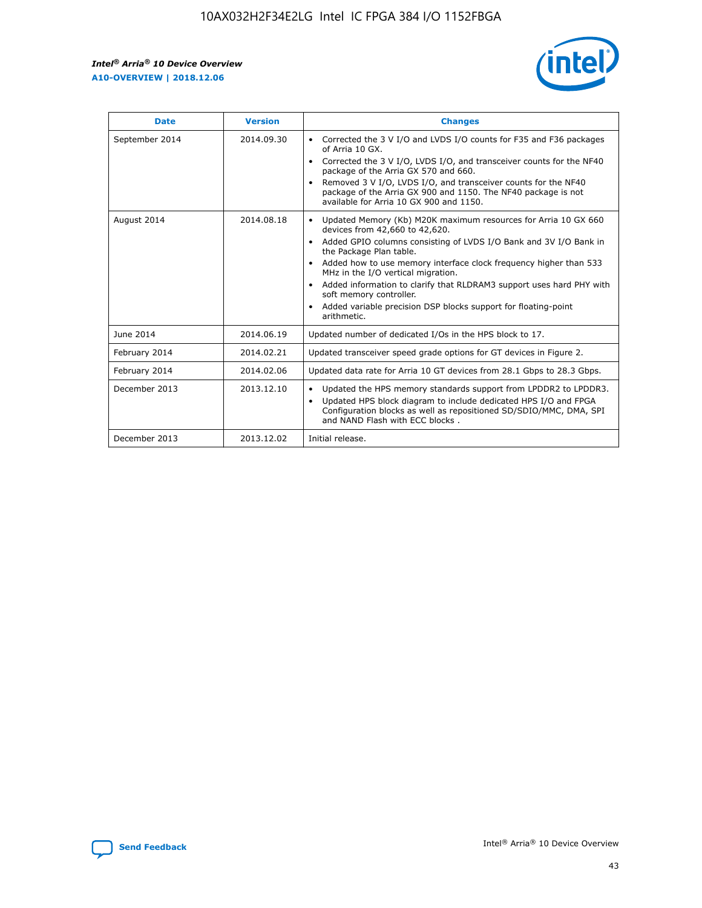| Date | Version | Changes |
| --- | --- | --- |
| September 2014 | 2014.09.30 | • Corrected the 3 V I/O and LVDS I/O counts for F35 and F36 packages of Arria 10 GX.<br>• Corrected the 3 V I/O, LVDS I/O, and transceiver counts for the NF40 package of the Arria GX 570 and 660.<br>• Removed 3 V I/O, LVDS I/O, and transceiver counts for the NF40 package of the Arria GX 900 and 1150. The NF40 package is not available for Arria 10 GX 900 and 1150. |
| August 2014 | 2014.08.18 | • Updated Memory (Kb) M20K maximum resources for Arria 10 GX 660 devices from 42,660 to 42,620.<br>• Added GPIO columns consisting of LVDS I/O Bank and 3V I/O Bank in the Package Plan table.<br>• Added how to use memory interface clock frequency higher than 533 MHz in the I/O vertical migration.<br>• Added information to clarify that RLDRAM3 support uses hard PHY with soft memory controller.<br>• Added variable precision DSP blocks support for floating-point arithmetic. |
| June 2014 | 2014.06.19 | Updated number of dedicated I/Os in the HPS block to 17. |
| February 2014 | 2014.02.21 | Updated transceiver speed grade options for GT devices in Figure 2. |
| February 2014 | 2014.02.06 | Updated data rate for Arria 10 GT devices from 28.1 Gbps to 28.3 Gbps. |
| December 2013 | 2013.12.10 | • Updated the HPS memory standards support from LPDDR2 to LPDDR3.<br>• Updated HPS block diagram to include dedicated HPS I/O and FPGA Configuration blocks as well as repositioned SD/SDIO/MMC, DMA, SPI and NAND Flash with ECC blocks . |
| December 2013 | 2013.12.02 | Initial release. |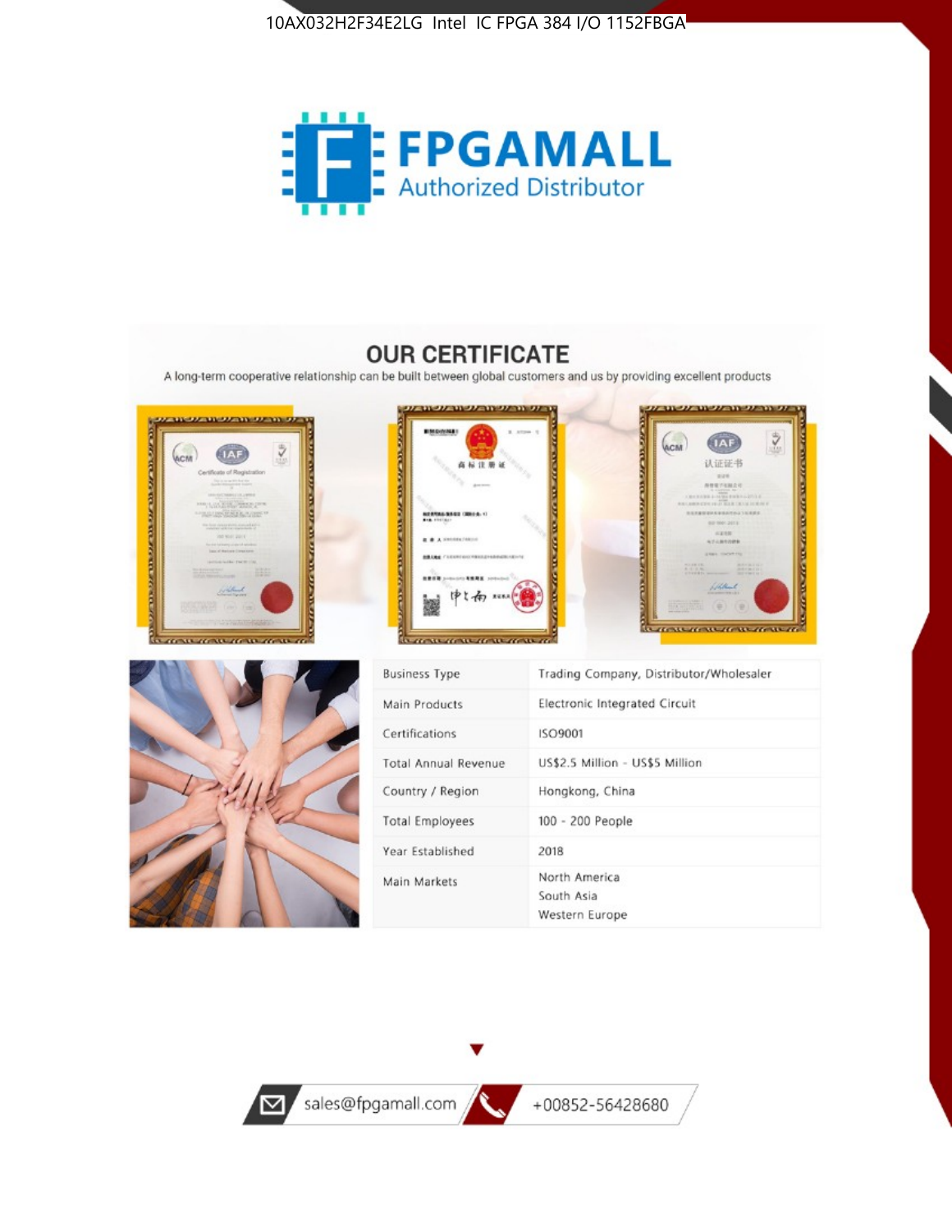FPGAMALL
Authorized Distributor

## OUR CERTIFICATE

A long-term cooperative relationship can be built between global customers and us by providing excellent products

| | |
|---|---|
| Business Type | Trading Company, Distributor/Wholesaler |
| Main Products | Electronic Integrated Circuit |
| Certifications | ISO9001 |
| Total Annual Revenue | US$2.5 Million - US$5 Million |
| Country / Region | Hongkong, China |
| Total Employees | 100 - 200 People |
| Year Established | 2018 |
| Main Markets | North America<br>South Asia<br>Western Europe |

sales@fpgamall.com

+00852-56428680